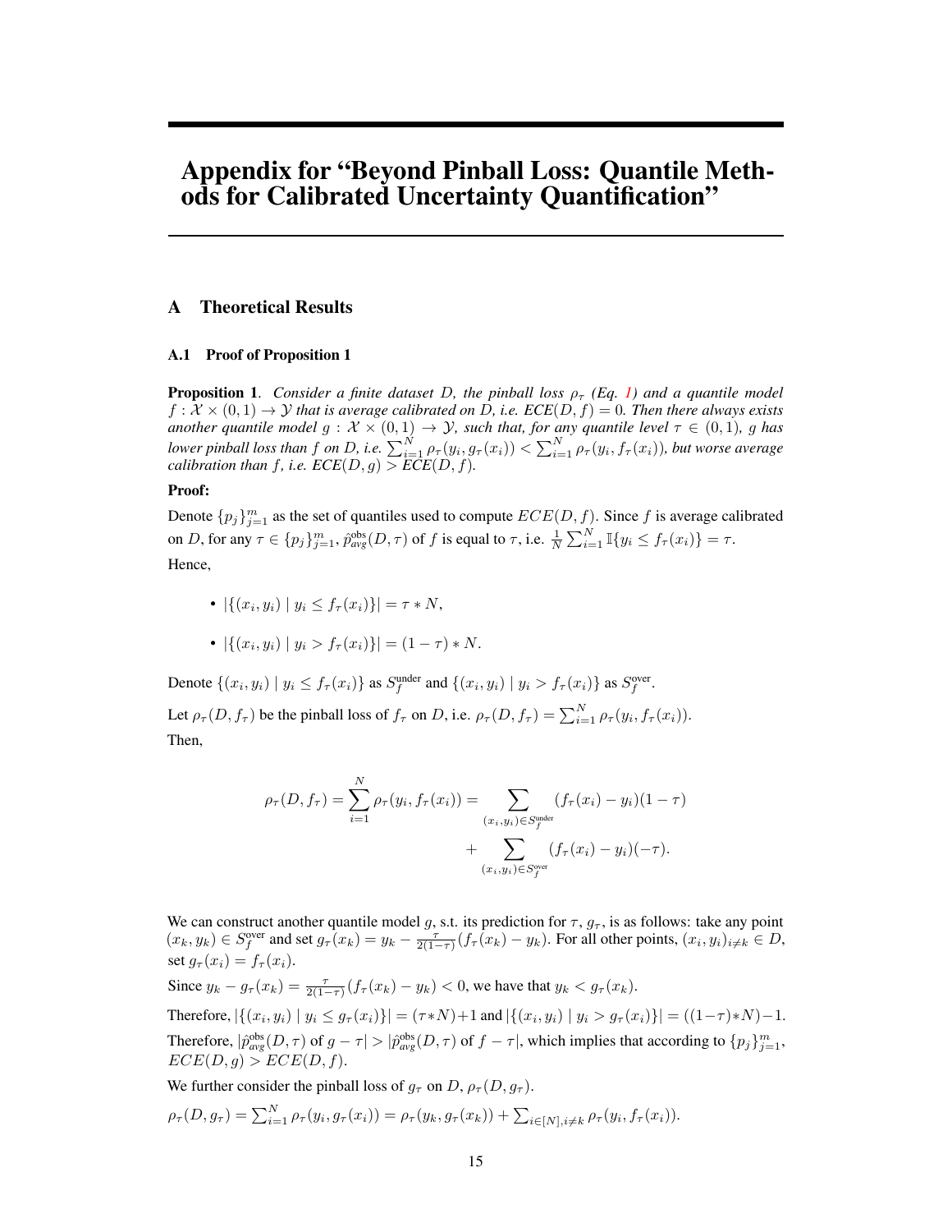# Appendix for "Beyond Pinball Loss: Quantile Methods for Calibrated Uncertainty Quantification"

## A Theoretical Results

### A.1 Proof of Proposition 1

**Proposition 1**. *Consider a finite dataset $D$, the pinball loss $\rho_\tau$ (Eq. 1) and a quantile model $f : \mathcal{X} \times (0,1) \to \mathcal{Y}$ that is average calibrated on $D$, i.e. $ECE(D, f) = 0$. Then there always exists another quantile model $g : \mathcal{X} \times (0,1) \to \mathcal{Y}$, such that, for any quantile level $\tau \in (0,1)$, $g$ has lower pinball loss than $f$ on $D$, i.e. $\sum_{i=1}^{N} \rho_\tau(y_i, g_\tau(x_i)) < \sum_{i=1}^{N} \rho_\tau(y_i, f_\tau(x_i))$, but worse average calibration than $f$, i.e. $ECE(D, g) > ECE(D, f)$.*

**Proof:**

Denote $\{p_j\}_{j=1}^m$ as the set of quantiles used to compute $ECE(D, f)$. Since $f$ is average calibrated on $D$, for any $\tau \in \{p_j\}_{j=1}^m$, $\hat{p}_{avg}^{\text{obs}}(D, \tau)$ of $f$ is equal to $\tau$, i.e. $\frac{1}{N} \sum_{i=1}^{N} \mathbb{I}\{y_i \leq f_\tau(x_i)\} = \tau$.

Hence,

- $|\{(x_i, y_i) \mid y_i \leq f_\tau(x_i)\}| = \tau * N$,
- $|\{(x_i, y_i) \mid y_i > f_\tau(x_i)\}| = (1 - \tau) * N$.

Denote $\{(x_i, y_i) \mid y_i \leq f_\tau(x_i)\}$ as $S_f^{\text{under}}$ and $\{(x_i, y_i) \mid y_i > f_\tau(x_i)\}$ as $S_f^{\text{over}}$.

Let $\rho_\tau(D, f_\tau)$ be the pinball loss of $f_\tau$ on $D$, i.e. $\rho_\tau(D, f_\tau) = \sum_{i=1}^{N} \rho_\tau(y_i, f_\tau(x_i))$.

Then,

$$
\rho_\tau(D, f_\tau) = \sum_{i=1}^{N} \rho_\tau(y_i, f_\tau(x_i)) = \sum_{(x_i, y_i) \in S_f^{\text{under}}} (f_\tau(x_i) - y_i)(1 - \tau) + \sum_{(x_i, y_i) \in S_f^{\text{over}}} (f_\tau(x_i) - y_i)(-\tau).
$$

We can construct another quantile model $g$, s.t. its prediction for $\tau$, $g_\tau$, is as follows: take any point $(x_k, y_k) \in S_f^{\text{over}}$ and set $g_\tau(x_k) = y_k - \frac{\tau}{2(1-\tau)}(f_\tau(x_k) - y_k)$. For all other points, $(x_i, y_i)_{i \neq k} \in D$, set $g_\tau(x_i) = f_\tau(x_i)$.

Since $y_k - g_\tau(x_k) = \frac{\tau}{2(1-\tau)}(f_\tau(x_k) - y_k) < 0$, we have that $y_k < g_\tau(x_k)$.

Therefore, $|\{(x_i, y_i) \mid y_i \leq g_\tau(x_i)\}| = (\tau * N) + 1$ and $|\{(x_i, y_i) \mid y_i > g_\tau(x_i)\}| = ((1 - \tau) * N) - 1$.

Therefore, $|\hat{p}_{avg}^{\text{obs}}(D, \tau)$ of $g - \tau| > |\hat{p}_{avg}^{\text{obs}}(D, \tau)$ of $f - \tau|$, which implies that according to $\{p_j\}_{j=1}^m$, $ECE(D, g) > ECE(D, f)$.

We further consider the pinball loss of $g_\tau$ on $D$, $\rho_\tau(D, g_\tau)$.

$\rho_\tau(D, g_\tau) = \sum_{i=1}^{N} \rho_\tau(y_i, g_\tau(x_i)) = \rho_\tau(y_k, g_\tau(x_k)) + \sum_{i \in [N], i \neq k} \rho_\tau(y_i, f_\tau(x_i))$.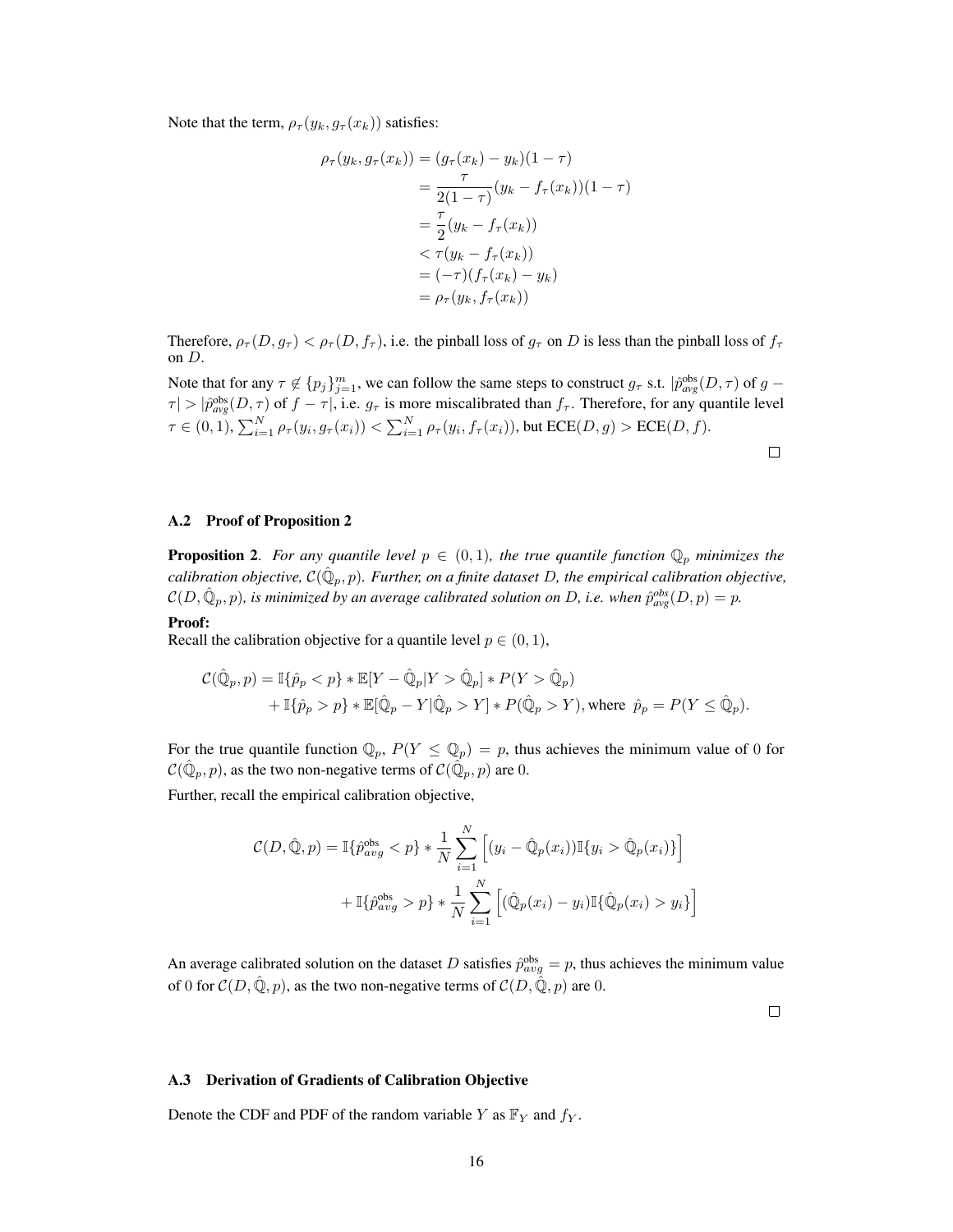Note that the term, $\rho_\tau(y_k, g_\tau(x_k))$ satisfies:

$$
\begin{aligned}
\rho_\tau(y_k, g_\tau(x_k)) &= (g_\tau(x_k) - y_k)(1-\tau) \\
&= \frac{\tau}{2(1-\tau)}(y_k - f_\tau(x_k))(1-\tau) \\
&= \frac{\tau}{2}(y_k - f_\tau(x_k)) \\
&< \tau(y_k - f_\tau(x_k)) \\
&= (-\tau)(f_\tau(x_k) - y_k) \\
&= \rho_\tau(y_k, f_\tau(x_k))
\end{aligned}
$$

Therefore, $\rho_\tau(D, g_\tau) < \rho_\tau(D, f_\tau)$, i.e. the pinball loss of $g_\tau$ on $D$ is less than the pinball loss of $f_\tau$ on $D$.

Note that for any $\tau \notin \{p_j\}_{j=1}^m$, we can follow the same steps to construct $g_\tau$ s.t. $|\hat{p}^{\text{obs}}_{avg}(D,\tau)$ of $g - \tau| > |\hat{p}^{\text{obs}}_{avg}(D,\tau)$ of $f - \tau|$, i.e. $g_\tau$ is more miscalibrated than $f_\tau$. Therefore, for any quantile level $\tau \in (0,1)$, $\sum_{i=1}^N \rho_\tau(y_i, g_\tau(x_i)) < \sum_{i=1}^N \rho_\tau(y_i, f_\tau(x_i))$, but $\text{ECE}(D,g) > \text{ECE}(D,f)$.

□

### A.2 Proof of Proposition 2

**Proposition 2**. *For any quantile level $p \in (0,1)$, the true quantile function $\mathbb{Q}_p$ minimizes the calibration objective, $\mathcal{C}(\hat{\mathbb{Q}}_p, p)$. Further, on a finite dataset $D$, the empirical calibration objective, $\mathcal{C}(D, \hat{\mathbb{Q}}_p, p)$, is minimized by an average calibrated solution on $D$, i.e. when $\hat{p}^{obs}_{avg}(D,p) = p$.*

**Proof:**
Recall the calibration objective for a quantile level $p \in (0,1)$,

$$
\begin{aligned}
\mathcal{C}(\hat{\mathbb{Q}}_p, p) = \;& \mathbb{I}\{\hat{p}_p < p\} * \mathbb{E}[Y - \hat{\mathbb{Q}}_p | Y > \hat{\mathbb{Q}}_p] * P(Y > \hat{\mathbb{Q}}_p) \\
&+ \mathbb{I}\{\hat{p}_p > p\} * \mathbb{E}[\hat{\mathbb{Q}}_p - Y | \hat{\mathbb{Q}}_p > Y] * P(\hat{\mathbb{Q}}_p > Y), \text{where } \; \hat{p}_p = P(Y \leq \hat{\mathbb{Q}}_p).
\end{aligned}
$$

For the true quantile function $\mathbb{Q}_p$, $P(Y \leq \mathbb{Q}_p) = p$, thus achieves the minimum value of 0 for $\mathcal{C}(\hat{\mathbb{Q}}_p, p)$, as the two non-negative terms of $\mathcal{C}(\hat{\mathbb{Q}}_p, p)$ are 0.

Further, recall the empirical calibration objective,

$$
\begin{aligned}
\mathcal{C}(D, \hat{\mathbb{Q}}, p) = \;& \mathbb{I}\{\hat{p}^{\text{obs}}_{avg} < p\} * \frac{1}{N}\sum_{i=1}^N \Big[(y_i - \hat{\mathbb{Q}}_p(x_i))\mathbb{I}\{y_i > \hat{\mathbb{Q}}_p(x_i)\}\Big] \\
&+ \mathbb{I}\{\hat{p}^{\text{obs}}_{avg} > p\} * \frac{1}{N}\sum_{i=1}^N \Big[(\hat{\mathbb{Q}}_p(x_i) - y_i)\mathbb{I}\{\hat{\mathbb{Q}}_p(x_i) > y_i\}\Big]
\end{aligned}
$$

An average calibrated solution on the dataset $D$ satisfies $\hat{p}^{\text{obs}}_{avg} = p$, thus achieves the minimum value of 0 for $\mathcal{C}(D, \hat{\mathbb{Q}}, p)$, as the two non-negative terms of $\mathcal{C}(D, \hat{\mathbb{Q}}, p)$ are 0.

□

### A.3 Derivation of Gradients of Calibration Objective

Denote the CDF and PDF of the random variable $Y$ as $\mathbb{F}_Y$ and $f_Y$.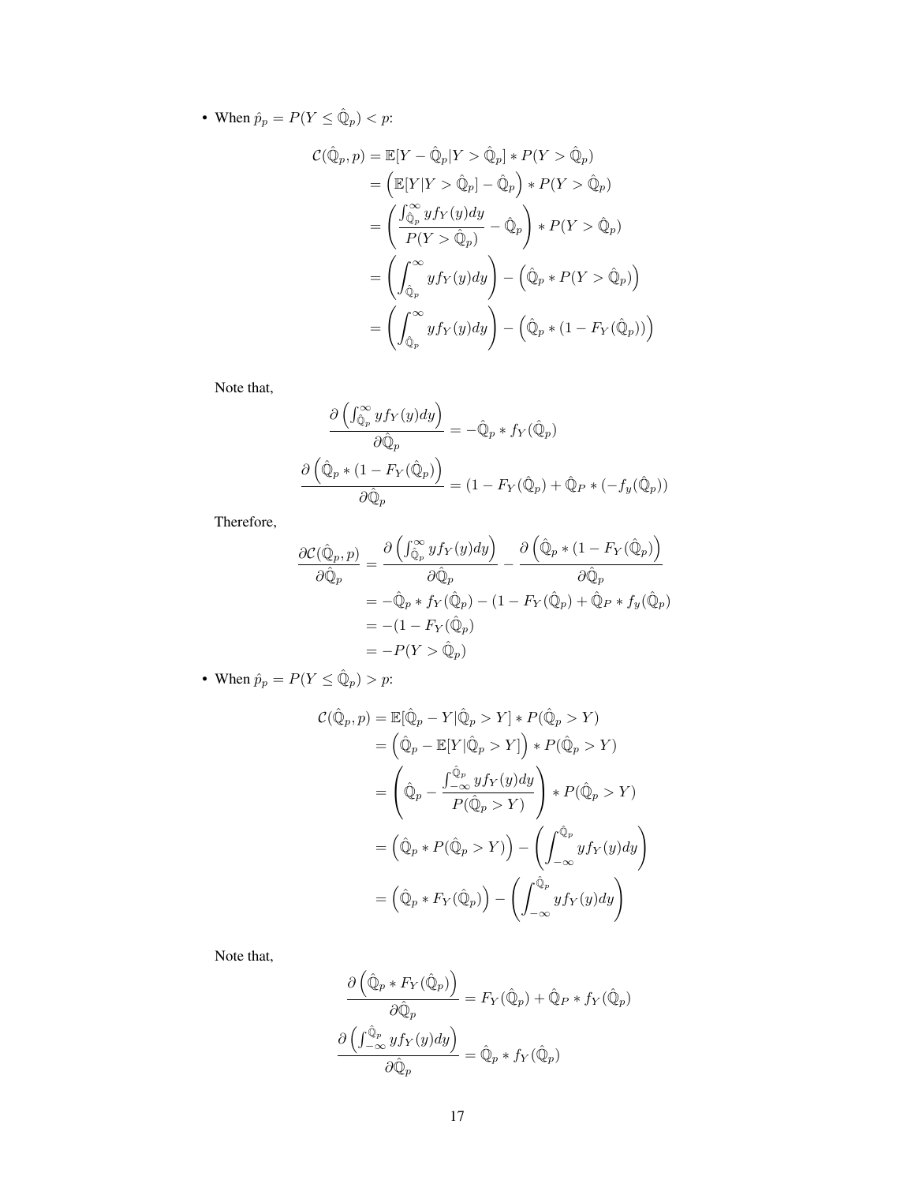- When $\hat{p}_p = P(Y \leq \hat{\mathbb{Q}}_p) < p$:

$$
\begin{aligned}
\mathcal{C}(\hat{\mathbb{Q}}_p, p) &= \mathbb{E}[Y - \hat{\mathbb{Q}}_p | Y > \hat{\mathbb{Q}}_p] * P(Y > \hat{\mathbb{Q}}_p) \\
&= \left(\mathbb{E}[Y | Y > \hat{\mathbb{Q}}_p] - \hat{\mathbb{Q}}_p\right) * P(Y > \hat{\mathbb{Q}}_p) \\
&= \left(\frac{\int_{\hat{\mathbb{Q}}_p}^{\infty} y f_Y(y) dy}{P(Y > \hat{\mathbb{Q}}_p)} - \hat{\mathbb{Q}}_p\right) * P(Y > \hat{\mathbb{Q}}_p) \\
&= \left(\int_{\hat{\mathbb{Q}}_p}^{\infty} y f_Y(y) dy\right) - \left(\hat{\mathbb{Q}}_p * P(Y > \hat{\mathbb{Q}}_p)\right) \\
&= \left(\int_{\hat{\mathbb{Q}}_p}^{\infty} y f_Y(y) dy\right) - \left(\hat{\mathbb{Q}}_p * (1 - F_Y(\hat{\mathbb{Q}}_p))\right)
\end{aligned}
$$

Note that,

$$
\frac{\partial \left(\int_{\hat{\mathbb{Q}}_p}^{\infty} y f_Y(y) dy\right)}{\partial \hat{\mathbb{Q}}_p} = -\hat{\mathbb{Q}}_p * f_Y(\hat{\mathbb{Q}}_p)
$$

$$
\frac{\partial \left(\hat{\mathbb{Q}}_p * (1 - F_Y(\hat{\mathbb{Q}}_p)\right)}{\partial \hat{\mathbb{Q}}_p} = (1 - F_Y(\hat{\mathbb{Q}}_p) + \hat{\mathbb{Q}}_P * (-f_y(\hat{\mathbb{Q}}_p))
$$

Therefore,

$$
\begin{aligned}
\frac{\partial \mathcal{C}(\hat{\mathbb{Q}}_p, p)}{\partial \hat{\mathbb{Q}}_p} &= \frac{\partial \left(\int_{\hat{\mathbb{Q}}_p}^{\infty} y f_Y(y) dy\right)}{\partial \hat{\mathbb{Q}}_p} - \frac{\partial \left(\hat{\mathbb{Q}}_p * (1 - F_Y(\hat{\mathbb{Q}}_p)\right)}{\partial \hat{\mathbb{Q}}_p} \\
&= -\hat{\mathbb{Q}}_p * f_Y(\hat{\mathbb{Q}}_p) - (1 - F_Y(\hat{\mathbb{Q}}_p) + \hat{\mathbb{Q}}_P * f_y(\hat{\mathbb{Q}}_p) \\
&= -(1 - F_Y(\hat{\mathbb{Q}}_p) \\
&= -P(Y > \hat{\mathbb{Q}}_p)
\end{aligned}
$$

- When $\hat{p}_p = P(Y \leq \hat{\mathbb{Q}}_p) > p$:

$$
\begin{aligned}
\mathcal{C}(\hat{\mathbb{Q}}_p, p) &= \mathbb{E}[\hat{\mathbb{Q}}_p - Y | \hat{\mathbb{Q}}_p > Y] * P(\hat{\mathbb{Q}}_p > Y) \\
&= \left(\hat{\mathbb{Q}}_p - \mathbb{E}[Y | \hat{\mathbb{Q}}_p > Y]\right) * P(\hat{\mathbb{Q}}_p > Y) \\
&= \left(\hat{\mathbb{Q}}_p - \frac{\int_{-\infty}^{\hat{\mathbb{Q}}_p} y f_Y(y) dy}{P(\hat{\mathbb{Q}}_p > Y)}\right) * P(\hat{\mathbb{Q}}_p > Y) \\
&= \left(\hat{\mathbb{Q}}_p * P(\hat{\mathbb{Q}}_p > Y)\right) - \left(\int_{-\infty}^{\hat{\mathbb{Q}}_p} y f_Y(y) dy\right) \\
&= \left(\hat{\mathbb{Q}}_p * F_Y(\hat{\mathbb{Q}}_p)\right) - \left(\int_{-\infty}^{\hat{\mathbb{Q}}_p} y f_Y(y) dy\right)
\end{aligned}
$$

Note that,

$$
\frac{\partial \left(\hat{\mathbb{Q}}_p * F_Y(\hat{\mathbb{Q}}_p)\right)}{\partial \hat{\mathbb{Q}}_p} = F_Y(\hat{\mathbb{Q}}_p) + \hat{\mathbb{Q}}_P * f_Y(\hat{\mathbb{Q}}_p)
$$

$$
\frac{\partial \left(\int_{-\infty}^{\hat{\mathbb{Q}}_p} y f_Y(y) dy\right)}{\partial \hat{\mathbb{Q}}_p} = \hat{\mathbb{Q}}_p * f_Y(\hat{\mathbb{Q}}_p)
$$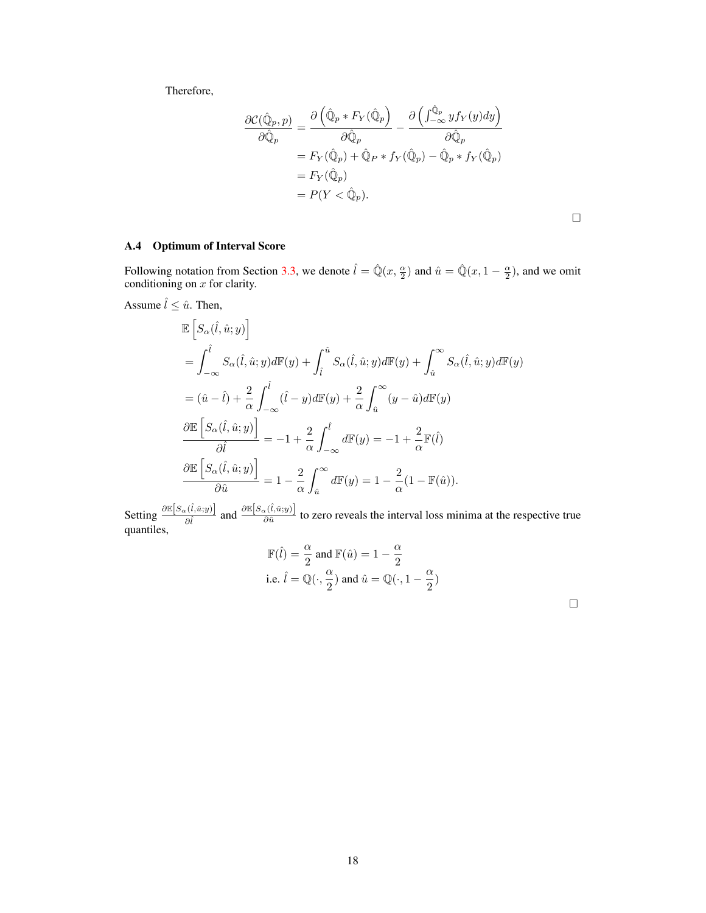Therefore,

$$
\begin{aligned}
\frac{\partial \mathcal{C}(\hat{\mathbb{Q}}_p, p)}{\partial \hat{\mathbb{Q}}_p} &= \frac{\partial \left(\hat{\mathbb{Q}}_p * F_Y(\hat{\mathbb{Q}}_p\right)}{\partial \hat{\mathbb{Q}}_p} - \frac{\partial \left(\int_{-\infty}^{\hat{\mathbb{Q}}_p} y f_Y(y) dy\right)}{\partial \hat{\mathbb{Q}}_p} \\
&= F_Y(\hat{\mathbb{Q}}_p) + \hat{\mathbb{Q}}_P * f_Y(\hat{\mathbb{Q}}_p) - \hat{\mathbb{Q}}_p * f_Y(\hat{\mathbb{Q}}_p) \\
&= F_Y(\hat{\mathbb{Q}}_p) \\
&= P(Y < \hat{\mathbb{Q}}_p).
\end{aligned}
$$

□

### A.4 Optimum of Interval Score

Following notation from Section 3.3, we denote $\hat{l} = \hat{\mathbb{Q}}(x, \frac{\alpha}{2})$ and $\hat{u} = \hat{\mathbb{Q}}(x, 1 - \frac{\alpha}{2})$, and we omit conditioning on $x$ for clarity.

Assume $\hat{l} \le \hat{u}$. Then,

$$
\begin{aligned}
&\mathbb{E}\left[S_\alpha(\hat{l}, \hat{u}; y)\right] \\
&= \int_{-\infty}^{\hat{l}} S_\alpha(\hat{l}, \hat{u}; y) d\mathbb{F}(y) + \int_{\hat{l}}^{\hat{u}} S_\alpha(\hat{l}, \hat{u}; y) d\mathbb{F}(y) + \int_{\hat{u}}^{\infty} S_\alpha(\hat{l}, \hat{u}; y) d\mathbb{F}(y) \\
&= (\hat{u} - \hat{l}) + \frac{2}{\alpha} \int_{-\infty}^{\hat{l}} (\hat{l} - y) d\mathbb{F}(y) + \frac{2}{\alpha} \int_{\hat{u}}^{\infty} (y - \hat{u}) d\mathbb{F}(y) \\
&\frac{\partial \mathbb{E}\left[S_\alpha(\hat{l}, \hat{u}; y)\right]}{\partial \hat{l}} = -1 + \frac{2}{\alpha} \int_{-\infty}^{\hat{l}} d\mathbb{F}(y) = -1 + \frac{2}{\alpha} \mathbb{F}(\hat{l}) \\
&\frac{\partial \mathbb{E}\left[S_\alpha(\hat{l}, \hat{u}; y)\right]}{\partial \hat{u}} = 1 - \frac{2}{\alpha} \int_{\hat{u}}^{\infty} d\mathbb{F}(y) = 1 - \frac{2}{\alpha}(1 - \mathbb{F}(\hat{u})).
\end{aligned}
$$

Setting $\frac{\partial \mathbb{E}\left[S_\alpha(\hat{l}, \hat{u}; y)\right]}{\partial \hat{l}}$ and $\frac{\partial \mathbb{E}\left[S_\alpha(\hat{l}, \hat{u}; y)\right]}{\partial \hat{u}}$ to zero reveals the interval loss minima at the respective true quantiles,

$$
\begin{aligned}
&\mathbb{F}(\hat{l}) = \frac{\alpha}{2} \text{ and } \mathbb{F}(\hat{u}) = 1 - \frac{\alpha}{2} \\
&\text{i.e. } \hat{l} = \mathbb{Q}(\cdot, \frac{\alpha}{2}) \text{ and } \hat{u} = \mathbb{Q}(\cdot, 1 - \frac{\alpha}{2})
\end{aligned}
$$

□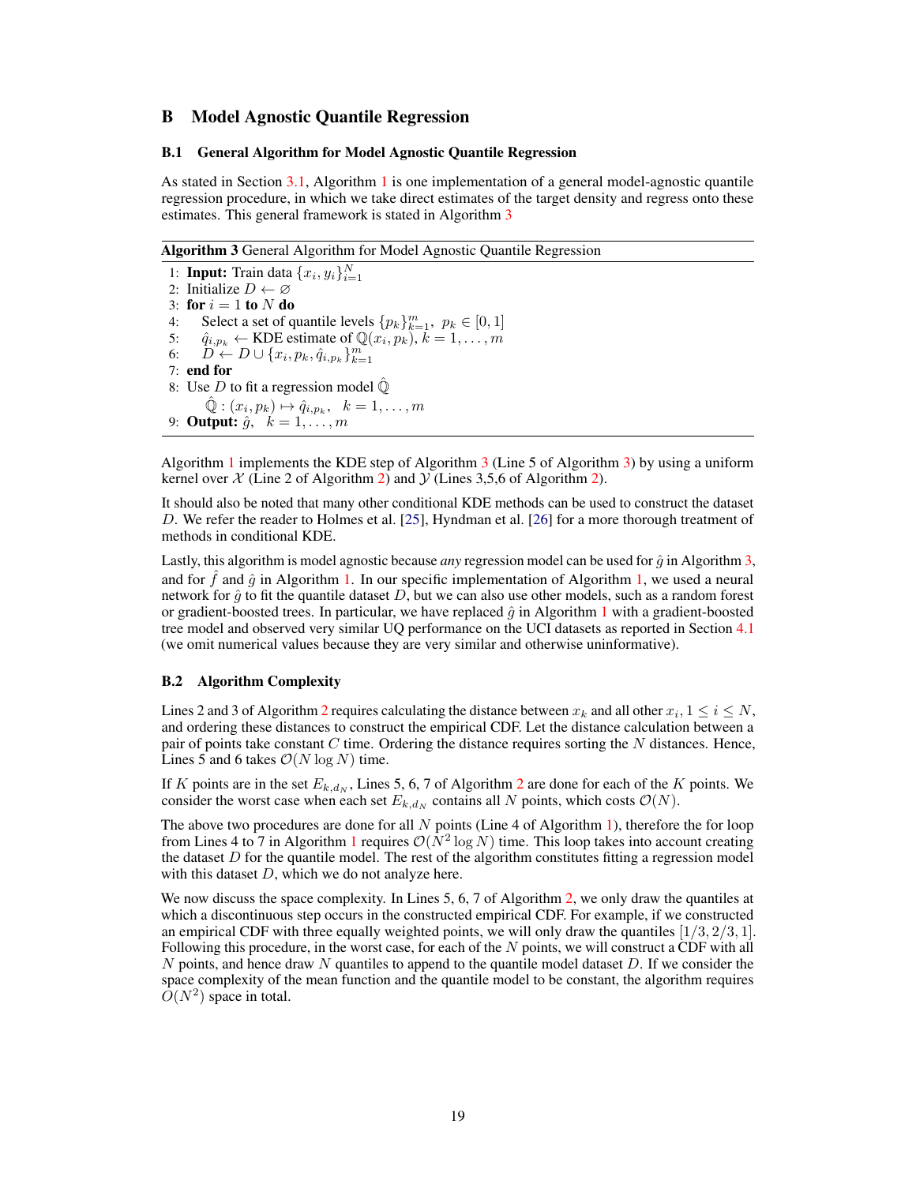## B Model Agnostic Quantile Regression

### B.1 General Algorithm for Model Agnostic Quantile Regression

As stated in Section 3.1, Algorithm 1 is one implementation of a general model-agnostic quantile regression procedure, in which we take direct estimates of the target density and regress onto these estimates. This general framework is stated in Algorithm 3

**Algorithm 3** General Algorithm for Model Agnostic Quantile Regression

1: **Input:** Train data $\{x_i, y_i\}_{i=1}^N$
2: Initialize $D \leftarrow \varnothing$
3: **for** $i = 1$ **to** $N$ **do**
4: Select a set of quantile levels $\{p_k\}_{k=1}^m,\ p_k \in [0, 1]$
5: $\hat{q}_{i,p_k} \leftarrow$ KDE estimate of $\mathbb{Q}(x_i, p_k)$, $k = 1, \dots, m$
6: $D \leftarrow D \cup \{x_i, p_k, \hat{q}_{i,p_k}\}_{k=1}^m$
7: **end for**
8: Use $D$ to fit a regression model $\hat{\mathbb{Q}}$
$\hat{\mathbb{Q}} : (x_i, p_k) \mapsto \hat{q}_{i,p_k}, \quad k = 1, \dots, m$
9: **Output:** $\hat{g}, \quad k = 1, \dots, m$

Algorithm 1 implements the KDE step of Algorithm 3 (Line 5 of Algorithm 3) by using a uniform kernel over $\mathcal{X}$ (Line 2 of Algorithm 2) and $\mathcal{Y}$ (Lines 3,5,6 of Algorithm 2).

It should also be noted that many other conditional KDE methods can be used to construct the dataset $D$. We refer the reader to Holmes et al. [25], Hyndman et al. [26] for a more thorough treatment of methods in conditional KDE.

Lastly, this algorithm is model agnostic because *any* regression model can be used for $\hat{g}$ in Algorithm 3, and for $\hat{f}$ and $\hat{g}$ in Algorithm 1. In our specific implementation of Algorithm 1, we used a neural network for $\hat{g}$ to fit the quantile dataset $D$, but we can also use other models, such as a random forest or gradient-boosted trees. In particular, we have replaced $\hat{g}$ in Algorithm 1 with a gradient-boosted tree model and observed very similar UQ performance on the UCI datasets as reported in Section 4.1 (we omit numerical values because they are very similar and otherwise uninformative).

### B.2 Algorithm Complexity

Lines 2 and 3 of Algorithm 2 requires calculating the distance between $x_k$ and all other $x_i, 1 \leq i \leq N$, and ordering these distances to construct the empirical CDF. Let the distance calculation between a pair of points take constant $C$ time. Ordering the distance requires sorting the $N$ distances. Hence, Lines 5 and 6 takes $\mathcal{O}(N \log N)$ time.

If $K$ points are in the set $E_{k,d_N}$, Lines 5, 6, 7 of Algorithm 2 are done for each of the $K$ points. We consider the worst case when each set $E_{k,d_N}$ contains all $N$ points, which costs $\mathcal{O}(N)$.

The above two procedures are done for all $N$ points (Line 4 of Algorithm 1), therefore the for loop from Lines 4 to 7 in Algorithm 1 requires $\mathcal{O}(N^2 \log N)$ time. This loop takes into account creating the dataset $D$ for the quantile model. The rest of the algorithm constitutes fitting a regression model with this dataset $D$, which we do not analyze here.

We now discuss the space complexity. In Lines 5, 6, 7 of Algorithm 2, we only draw the quantiles at which a discontinuous step occurs in the constructed empirical CDF. For example, if we constructed an empirical CDF with three equally weighted points, we will only draw the quantiles $[1/3, 2/3, 1]$. Following this procedure, in the worst case, for each of the $N$ points, we will construct a CDF with all $N$ points, and hence draw $N$ quantiles to append to the quantile model dataset $D$. If we consider the space complexity of the mean function and the quantile model to be constant, the algorithm requires $O(N^2)$ space in total.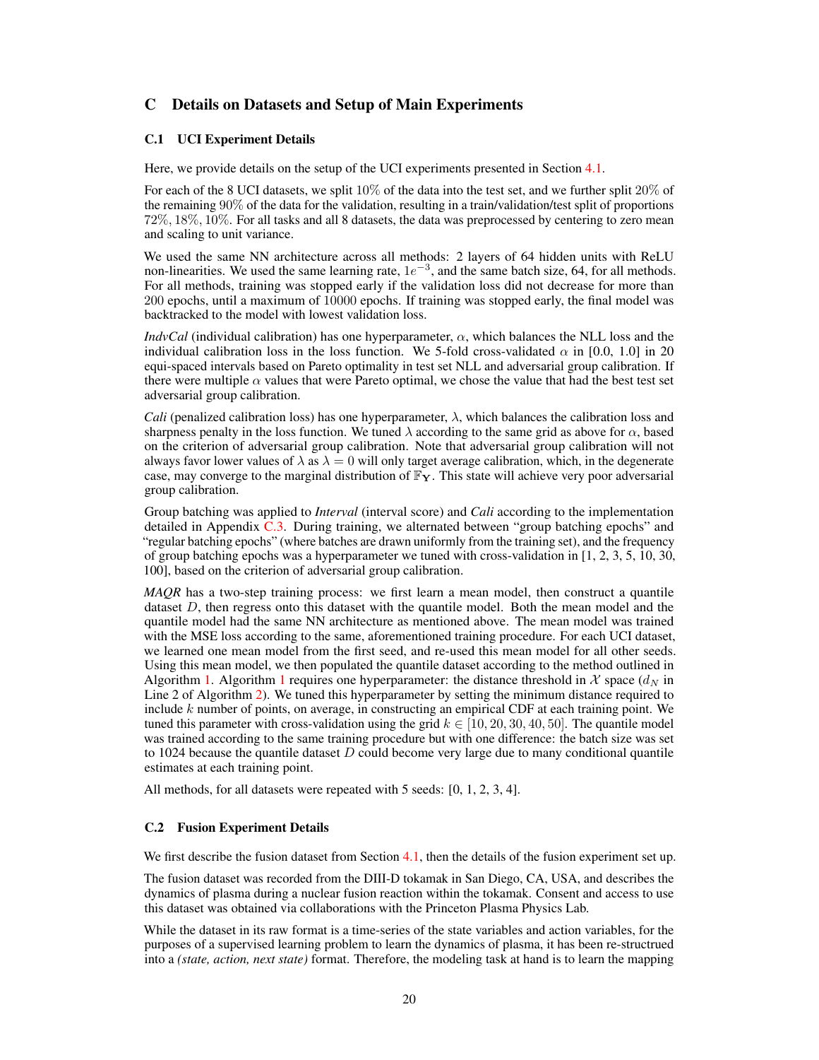## C Details on Datasets and Setup of Main Experiments

### C.1 UCI Experiment Details

Here, we provide details on the setup of the UCI experiments presented in Section 4.1.

For each of the 8 UCI datasets, we split $10\%$ of the data into the test set, and we further split $20\%$ of the remaining $90\%$ of the data for the validation, resulting in a train/validation/test split of proportions $72\%, 18\%, 10\%$. For all tasks and all 8 datasets, the data was preprocessed by centering to zero mean and scaling to unit variance.

We used the same NN architecture across all methods: 2 layers of 64 hidden units with ReLU non-linearities. We used the same learning rate, $1e^{-3}$, and the same batch size, 64, for all methods. For all methods, training was stopped early if the validation loss did not decrease for more than 200 epochs, until a maximum of 10000 epochs. If training was stopped early, the final model was backtracked to the model with lowest validation loss.

*IndvCal* (individual calibration) has one hyperparameter, $\alpha$, which balances the NLL loss and the individual calibration loss in the loss function. We 5-fold cross-validated $\alpha$ in [0.0, 1.0] in 20 equi-spaced intervals based on Pareto optimality in test set NLL and adversarial group calibration. If there were multiple $\alpha$ values that were Pareto optimal, we chose the value that had the best test set adversarial group calibration.

*Cali* (penalized calibration loss) has one hyperparameter, $\lambda$, which balances the calibration loss and sharpness penalty in the loss function. We tuned $\lambda$ according to the same grid as above for $\alpha$, based on the criterion of adversarial group calibration. Note that adversarial group calibration will not always favor lower values of $\lambda$ as $\lambda = 0$ will only target average calibration, which, in the degenerate case, may converge to the marginal distribution of $\mathbb{F}_{\mathbf{Y}}$. This state will achieve very poor adversarial group calibration.

Group batching was applied to *Interval* (interval score) and *Cali* according to the implementation detailed in Appendix C.3. During training, we alternated between "group batching epochs" and "regular batching epochs" (where batches are drawn uniformly from the training set), and the frequency of group batching epochs was a hyperparameter we tuned with cross-validation in [1, 2, 3, 5, 10, 30, 100], based on the criterion of adversarial group calibration.

*MAQR* has a two-step training process: we first learn a mean model, then construct a quantile dataset $D$, then regress onto this dataset with the quantile model. Both the mean model and the quantile model had the same NN architecture as mentioned above. The mean model was trained with the MSE loss according to the same, aforementioned training procedure. For each UCI dataset, we learned one mean model from the first seed, and re-used this mean model for all other seeds. Using this mean model, we then populated the quantile dataset according to the method outlined in Algorithm 1. Algorithm 1 requires one hyperparameter: the distance threshold in $\mathcal{X}$ space ($d_N$ in Line 2 of Algorithm 2). We tuned this hyperparameter by setting the minimum distance required to include $k$ number of points, on average, in constructing an empirical CDF at each training point. We tuned this parameter with cross-validation using the grid $k \in [10, 20, 30, 40, 50]$. The quantile model was trained according to the same training procedure but with one difference: the batch size was set to 1024 because the quantile dataset $D$ could become very large due to many conditional quantile estimates at each training point.

All methods, for all datasets were repeated with 5 seeds: [0, 1, 2, 3, 4].

### C.2 Fusion Experiment Details

We first describe the fusion dataset from Section 4.1, then the details of the fusion experiment set up.

The fusion dataset was recorded from the DIII-D tokamak in San Diego, CA, USA, and describes the dynamics of plasma during a nuclear fusion reaction within the tokamak. Consent and access to use this dataset was obtained via collaborations with the Princeton Plasma Physics Lab.

While the dataset in its raw format is a time-series of the state variables and action variables, for the purposes of a supervised learning problem to learn the dynamics of plasma, it has been re-structrued into a *(state, action, next state)* format. Therefore, the modeling task at hand is to learn the mapping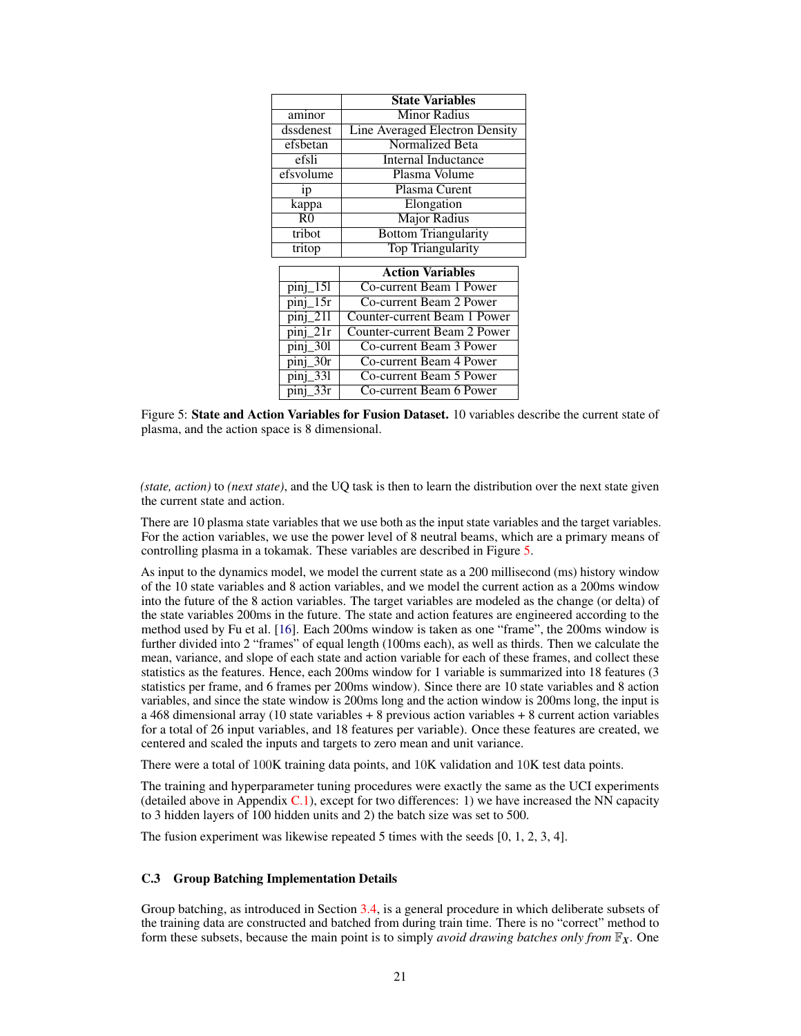|  | **State Variables** |
|---|---|
| aminor | Minor Radius |
| dssdenest | Line Averaged Electron Density |
| efsbetan | Normalized Beta |
| efsli | Internal Inductance |
| efsvolume | Plasma Volume |
| ip | Plasma Curent |
| kappa | Elongation |
| R0 | Major Radius |
| tribot | Bottom Triangularity |
| tritop | Top Triangularity |

|  | **Action Variables** |
|---|---|
| pinj_15l | Co-current Beam 1 Power |
| pinj_15r | Co-current Beam 2 Power |
| pinj_21l | Counter-current Beam 1 Power |
| pinj_21r | Counter-current Beam 2 Power |
| pinj_30l | Co-current Beam 3 Power |
| pinj_30r | Co-current Beam 4 Power |
| pinj_33l | Co-current Beam 5 Power |
| pinj_33r | Co-current Beam 6 Power |

Figure 5: **State and Action Variables for Fusion Dataset.** 10 variables describe the current state of plasma, and the action space is 8 dimensional.

*(state, action)* to *(next state)*, and the UQ task is then to learn the distribution over the next state given the current state and action.

There are 10 plasma state variables that we use both as the input state variables and the target variables. For the action variables, we use the power level of 8 neutral beams, which are a primary means of controlling plasma in a tokamak. These variables are described in Figure 5.

As input to the dynamics model, we model the current state as a 200 millisecond (ms) history window of the 10 state variables and 8 action variables, and we model the current action as a 200ms window into the future of the 8 action variables. The target variables are modeled as the change (or delta) of the state variables 200ms in the future. The state and action features are engineered according to the method used by Fu et al. [16]. Each 200ms window is taken as one "frame", the 200ms window is further divided into 2 "frames" of equal length (100ms each), as well as thirds. Then we calculate the mean, variance, and slope of each state and action variable for each of these frames, and collect these statistics as the features. Hence, each 200ms window for 1 variable is summarized into 18 features (3 statistics per frame, and 6 frames per 200ms window). Since there are 10 state variables and 8 action variables, and since the state window is 200ms long and the action window is 200ms long, the input is a 468 dimensional array (10 state variables + 8 previous action variables + 8 current action variables for a total of 26 input variables, and 18 features per variable). Once these features are created, we centered and scaled the inputs and targets to zero mean and unit variance.

There were a total of 100K training data points, and 10K validation and 10K test data points.

The training and hyperparameter tuning procedures were exactly the same as the UCI experiments (detailed above in Appendix C.1), except for two differences: 1) we have increased the NN capacity to 3 hidden layers of 100 hidden units and 2) the batch size was set to 500.

The fusion experiment was likewise repeated 5 times with the seeds [0, 1, 2, 3, 4].

### C.3 Group Batching Implementation Details

Group batching, as introduced in Section 3.4, is a general procedure in which deliberate subsets of the training data are constructed and batched from during train time. There is no "correct" method to form these subsets, because the main point is to simply *avoid drawing batches only from* $\mathbb{F}_X$. One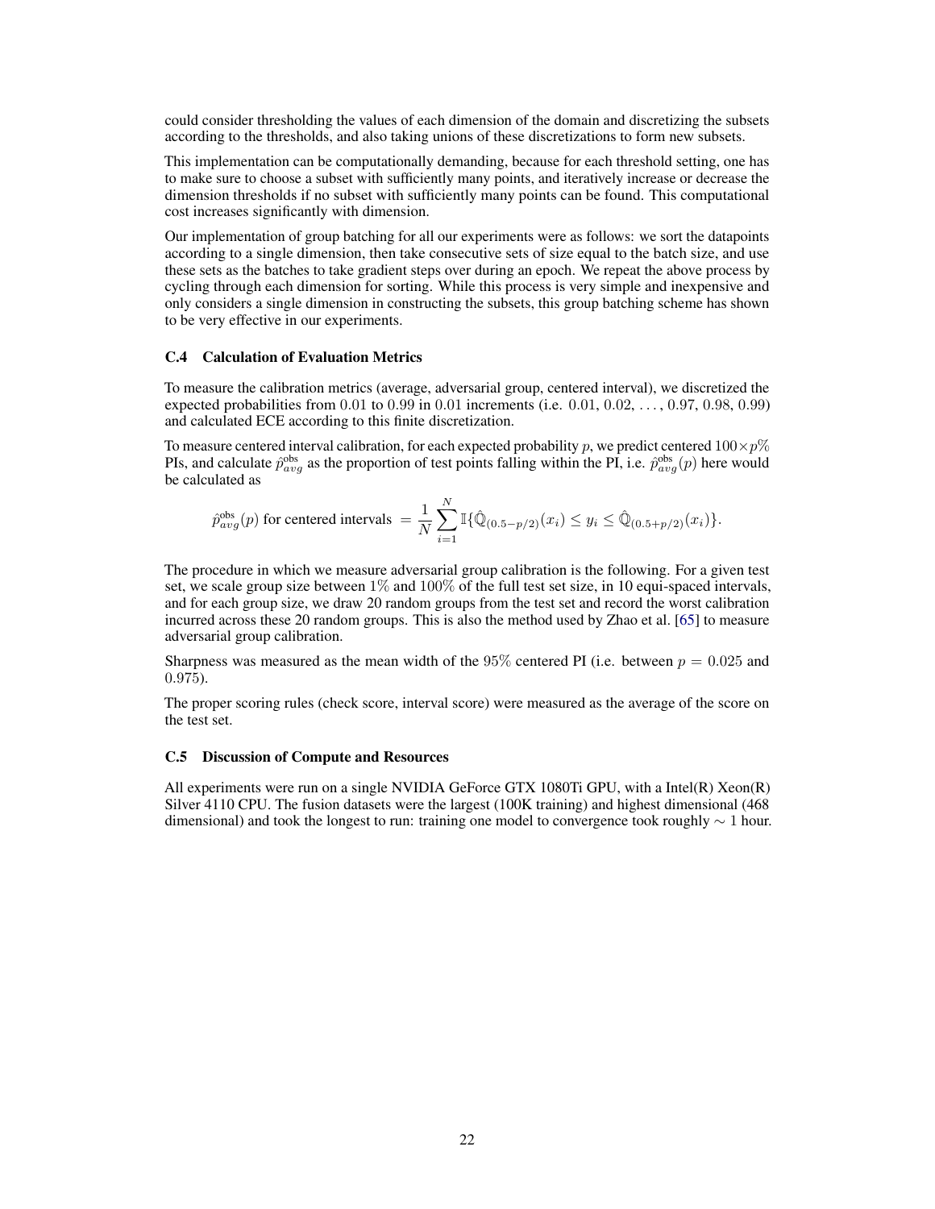could consider thresholding the values of each dimension of the domain and discretizing the subsets according to the thresholds, and also taking unions of these discretizations to form new subsets.

This implementation can be computationally demanding, because for each threshold setting, one has to make sure to choose a subset with sufficiently many points, and iteratively increase or decrease the dimension thresholds if no subset with sufficiently many points can be found. This computational cost increases significantly with dimension.

Our implementation of group batching for all our experiments were as follows: we sort the datapoints according to a single dimension, then take consecutive sets of size equal to the batch size, and use these sets as the batches to take gradient steps over during an epoch. We repeat the above process by cycling through each dimension for sorting. While this process is very simple and inexpensive and only considers a single dimension in constructing the subsets, this group batching scheme has shown to be very effective in our experiments.

### C.4 Calculation of Evaluation Metrics

To measure the calibration metrics (average, adversarial group, centered interval), we discretized the expected probabilities from $0.01$ to $0.99$ in $0.01$ increments (i.e. $0.01, 0.02, \ldots, 0.97, 0.98, 0.99$) and calculated ECE according to this finite discretization.

To measure centered interval calibration, for each expected probability $p$, we predict centered $100 \times p\%$ PIs, and calculate $\hat{p}^{\text{obs}}_{avg}$ as the proportion of test points falling within the PI, i.e. $\hat{p}^{\text{obs}}_{avg}(p)$ here would be calculated as

$$\hat{p}^{\text{obs}}_{avg}(p) \text{ for centered intervals } = \frac{1}{N}\sum_{i=1}^{N}\mathbb{I}\{\hat{\mathbb{Q}}_{(0.5-p/2)}(x_i) \leq y_i \leq \hat{\mathbb{Q}}_{(0.5+p/2)}(x_i)\}.$$

The procedure in which we measure adversarial group calibration is the following. For a given test set, we scale group size between $1\%$ and $100\%$ of the full test set size, in 10 equi-spaced intervals, and for each group size, we draw 20 random groups from the test set and record the worst calibration incurred across these 20 random groups. This is also the method used by Zhao et al. [65] to measure adversarial group calibration.

Sharpness was measured as the mean width of the $95\%$ centered PI (i.e. between $p = 0.025$ and $0.975$).

The proper scoring rules (check score, interval score) were measured as the average of the score on the test set.

### C.5 Discussion of Compute and Resources

All experiments were run on a single NVIDIA GeForce GTX 1080Ti GPU, with a Intel(R) Xeon(R) Silver 4110 CPU. The fusion datasets were the largest (100K training) and highest dimensional (468 dimensional) and took the longest to run: training one model to convergence took roughly $\sim 1$ hour.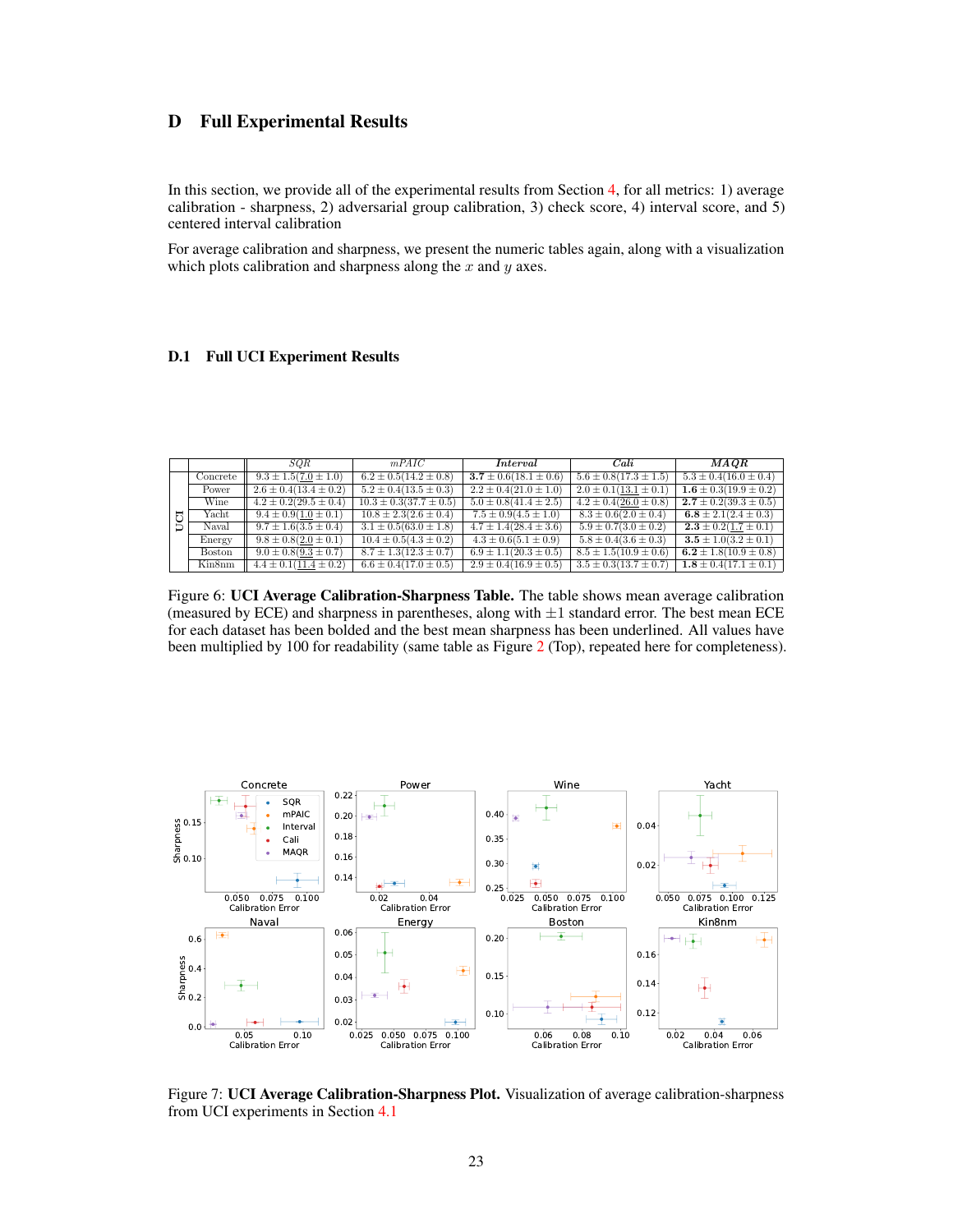## D Full Experimental Results

In this section, we provide all of the experimental results from Section 4, for all metrics: 1) average calibration - sharpness, 2) adversarial group calibration, 3) check score, 4) interval score, and 5) centered interval calibration

For average calibration and sharpness, we present the numeric tables again, along with a visualization which plots calibration and sharpness along the $x$ and $y$ axes.

### D.1 Full UCI Experiment Results

| | | *SQR* | *mPAIC* | *Interval* | *Cali* | *MAQR* |
|---|---|---|---|---|---|---|
| UCI | Concrete | $9.3 \pm 1.5(\underline{7.0} \pm 1.0)$ | $6.2 \pm 0.5(14.2 \pm 0.8)$ | $\mathbf{3.7} \pm 0.6(18.1 \pm 0.6)$ | $5.6 \pm 0.8(17.3 \pm 1.5)$ | $5.3 \pm 0.4(16.0 \pm 0.4)$ |
| | Power | $2.6 \pm 0.4(13.4 \pm 0.2)$ | $5.2 \pm 0.4(13.5 \pm 0.3)$ | $2.2 \pm 0.4(21.0 \pm 1.0)$ | $2.0 \pm 0.1(\underline{13.1} \pm 0.1)$ | $\mathbf{1.6} \pm 0.3(19.9 \pm 0.2)$ |
| | Wine | $4.2 \pm 0.2(29.5 \pm 0.4)$ | $10.3 \pm 0.3(37.7 \pm 0.5)$ | $5.0 \pm 0.8(41.4 \pm 2.5)$ | $4.2 \pm 0.4(\underline{26.0} \pm 0.8)$ | $\mathbf{2.7} \pm 0.2(39.3 \pm 0.5)$ |
| | Yacht | $9.4 \pm 0.9(\underline{1.0} \pm 0.1)$ | $10.8 \pm 2.3(2.6 \pm 0.4)$ | $7.5 \pm 0.9(4.5 \pm 1.0)$ | $8.3 \pm 0.6(2.0 \pm 0.4)$ | $\mathbf{6.8} \pm 2.1(2.4 \pm 0.3)$ |
| | Naval | $9.7 \pm 1.6(3.5 \pm 0.4)$ | $3.1 \pm 0.5(63.0 \pm 1.8)$ | $4.7 \pm 1.4(28.4 \pm 3.6)$ | $5.9 \pm 0.7(3.0 \pm 0.2)$ | $\mathbf{2.3} \pm 0.2(\underline{1.7} \pm 0.1)$ |
| | Energy | $9.8 \pm 0.8(\underline{2.0} \pm 0.1)$ | $10.4 \pm 0.5(4.3 \pm 0.2)$ | $4.3 \pm 0.6(5.1 \pm 0.9)$ | $5.8 \pm 0.4(3.6 \pm 0.3)$ | $\mathbf{3.5} \pm 1.0(3.2 \pm 0.1)$ |
| | Boston | $9.0 \pm 0.8(\underline{9.3} \pm 0.7)$ | $8.7 \pm 1.3(12.3 \pm 0.7)$ | $6.9 \pm 1.1(20.3 \pm 0.5)$ | $8.5 \pm 1.5(10.9 \pm 0.6)$ | $\mathbf{6.2} \pm 1.8(10.9 \pm 0.8)$ |
| | Kin8nm | $4.4 \pm 0.1(\underline{11.4} \pm 0.2)$ | $6.6 \pm 0.4(17.0 \pm 0.5)$ | $2.9 \pm 0.4(16.9 \pm 0.5)$ | $3.5 \pm 0.3(13.7 \pm 0.7)$ | $\mathbf{1.8} \pm 0.4(17.1 \pm 0.1)$ |

Figure 6: **UCI Average Calibration-Sharpness Table.** The table shows mean average calibration (measured by ECE) and sharpness in parentheses, along with $\pm 1$ standard error. The best mean ECE for each dataset has been bolded and the best mean sharpness has been underlined. All values have been multiplied by 100 for readability (same table as Figure 2 (Top), repeated here for completeness).

Figure 7: **UCI Average Calibration-Sharpness Plot.** Visualization of average calibration-sharpness from UCI experiments in Section 4.1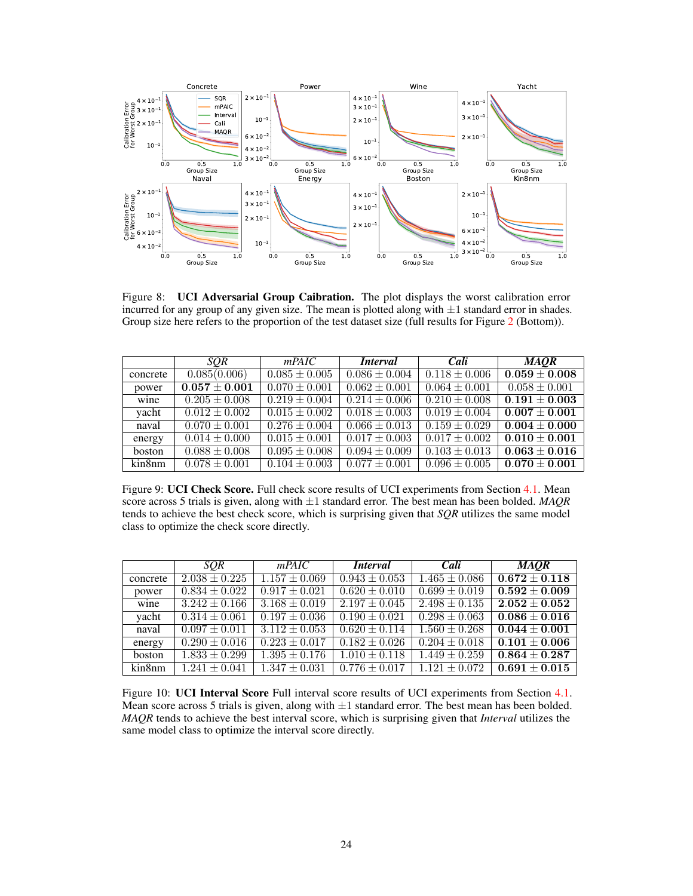Figure 8: **UCI Adversarial Group Caibration.** The plot displays the worst calibration error incurred for any group of any given size. The mean is plotted along with ±1 standard error in shades. Group size here refers to the proportion of the test dataset size (full results for Figure 2 (Bottom)).

| | *SQR* | *mPAIC* | ***Interval*** | ***Cali*** | ***MAQR*** |
|---|---|---|---|---|---|
| concrete | 0.085(0.006) | $0.085 \pm 0.005$ | $0.086 \pm 0.004$ | $0.118 \pm 0.006$ | $\mathbf{0.059 \pm 0.008}$ |
| power | $\mathbf{0.057 \pm 0.001}$ | $0.070 \pm 0.001$ | $0.062 \pm 0.001$ | $0.064 \pm 0.001$ | $0.058 \pm 0.001$ |
| wine | $0.205 \pm 0.008$ | $0.219 \pm 0.004$ | $0.214 \pm 0.006$ | $0.210 \pm 0.008$ | $\mathbf{0.191 \pm 0.003}$ |
| yacht | $0.012 \pm 0.002$ | $0.015 \pm 0.002$ | $0.018 \pm 0.003$ | $0.019 \pm 0.004$ | $\mathbf{0.007 \pm 0.001}$ |
| naval | $0.070 \pm 0.001$ | $0.276 \pm 0.004$ | $0.066 \pm 0.013$ | $0.159 \pm 0.029$ | $\mathbf{0.004 \pm 0.000}$ |
| energy | $0.014 \pm 0.000$ | $0.015 \pm 0.001$ | $0.017 \pm 0.003$ | $0.017 \pm 0.002$ | $\mathbf{0.010 \pm 0.001}$ |
| boston | $0.088 \pm 0.008$ | $0.095 \pm 0.008$ | $0.094 \pm 0.009$ | $0.103 \pm 0.013$ | $\mathbf{0.063 \pm 0.016}$ |
| kin8nm | $0.078 \pm 0.001$ | $0.104 \pm 0.003$ | $0.077 \pm 0.001$ | $0.096 \pm 0.005$ | $\mathbf{0.070 \pm 0.001}$ |

Figure 9: **UCI Check Score.** Full check score results of UCI experiments from Section 4.1. Mean score across 5 trials is given, along with ±1 standard error. The best mean has been bolded. *MAQR* tends to achieve the best check score, which is surprising given that *SQR* utilizes the same model class to optimize the check score directly.

| | *SQR* | *mPAIC* | ***Interval*** | ***Cali*** | ***MAQR*** |
|---|---|---|---|---|---|
| concrete | $2.038 \pm 0.225$ | $1.157 \pm 0.069$ | $0.943 \pm 0.053$ | $1.465 \pm 0.086$ | $\mathbf{0.672 \pm 0.118}$ |
| power | $0.834 \pm 0.022$ | $0.917 \pm 0.021$ | $0.620 \pm 0.010$ | $0.699 \pm 0.019$ | $\mathbf{0.592 \pm 0.009}$ |
| wine | $3.242 \pm 0.166$ | $3.168 \pm 0.019$ | $2.197 \pm 0.045$ | $2.498 \pm 0.135$ | $\mathbf{2.052 \pm 0.052}$ |
| yacht | $0.314 \pm 0.061$ | $0.197 \pm 0.036$ | $0.190 \pm 0.021$ | $0.298 \pm 0.063$ | $\mathbf{0.086 \pm 0.016}$ |
| naval | $0.097 \pm 0.011$ | $3.112 \pm 0.053$ | $0.620 \pm 0.114$ | $1.560 \pm 0.268$ | $\mathbf{0.044 \pm 0.001}$ |
| energy | $0.290 \pm 0.016$ | $0.223 \pm 0.017$ | $0.182 \pm 0.026$ | $0.204 \pm 0.018$ | $\mathbf{0.101 \pm 0.006}$ |
| boston | $1.833 \pm 0.299$ | $1.395 \pm 0.176$ | $1.010 \pm 0.118$ | $1.449 \pm 0.259$ | $\mathbf{0.864 \pm 0.287}$ |
| kin8nm | $1.241 \pm 0.041$ | $1.347 \pm 0.031$ | $0.776 \pm 0.017$ | $1.121 \pm 0.072$ | $\mathbf{0.691 \pm 0.015}$ |

Figure 10: **UCI Interval Score** Full interval score results of UCI experiments from Section 4.1. Mean score across 5 trials is given, along with ±1 standard error. The best mean has been bolded. *MAQR* tends to achieve the best interval score, which is surprising given that *Interval* utilizes the same model class to optimize the interval score directly.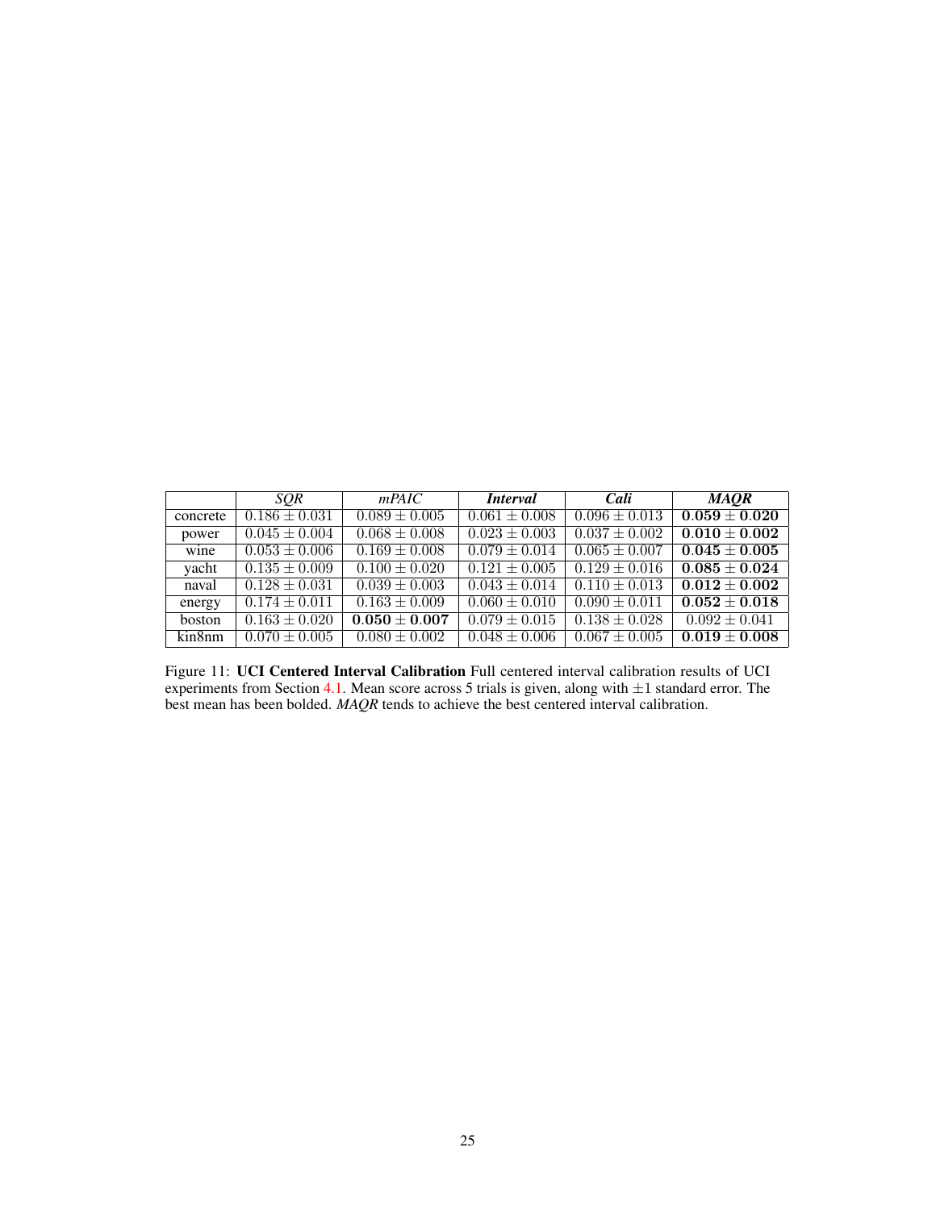|  | *SQR* | *mPAIC* | ***Interval*** | ***Cali*** | ***MAQR*** |
|---|---|---|---|---|---|
| concrete | $0.186 \pm 0.031$ | $0.089 \pm 0.005$ | $0.061 \pm 0.008$ | $0.096 \pm 0.013$ | $\mathbf{0.059 \pm 0.020}$ |
| power | $0.045 \pm 0.004$ | $0.068 \pm 0.008$ | $0.023 \pm 0.003$ | $0.037 \pm 0.002$ | $\mathbf{0.010 \pm 0.002}$ |
| wine | $0.053 \pm 0.006$ | $0.169 \pm 0.008$ | $0.079 \pm 0.014$ | $0.065 \pm 0.007$ | $\mathbf{0.045 \pm 0.005}$ |
| yacht | $0.135 \pm 0.009$ | $0.100 \pm 0.020$ | $0.121 \pm 0.005$ | $0.129 \pm 0.016$ | $\mathbf{0.085 \pm 0.024}$ |
| naval | $0.128 \pm 0.031$ | $0.039 \pm 0.003$ | $0.043 \pm 0.014$ | $0.110 \pm 0.013$ | $\mathbf{0.012 \pm 0.002}$ |
| energy | $0.174 \pm 0.011$ | $0.163 \pm 0.009$ | $0.060 \pm 0.010$ | $0.090 \pm 0.011$ | $\mathbf{0.052 \pm 0.018}$ |
| boston | $0.163 \pm 0.020$ | $\mathbf{0.050 \pm 0.007}$ | $0.079 \pm 0.015$ | $0.138 \pm 0.028$ | $0.092 \pm 0.041$ |
| kin8nm | $0.070 \pm 0.005$ | $0.080 \pm 0.002$ | $0.048 \pm 0.006$ | $0.067 \pm 0.005$ | $\mathbf{0.019 \pm 0.008}$ |

Figure 11: **UCI Centered Interval Calibration** Full centered interval calibration results of UCI experiments from Section 4.1. Mean score across 5 trials is given, along with $\pm 1$ standard error. The best mean has been bolded. ***MAQR*** tends to achieve the best centered interval calibration.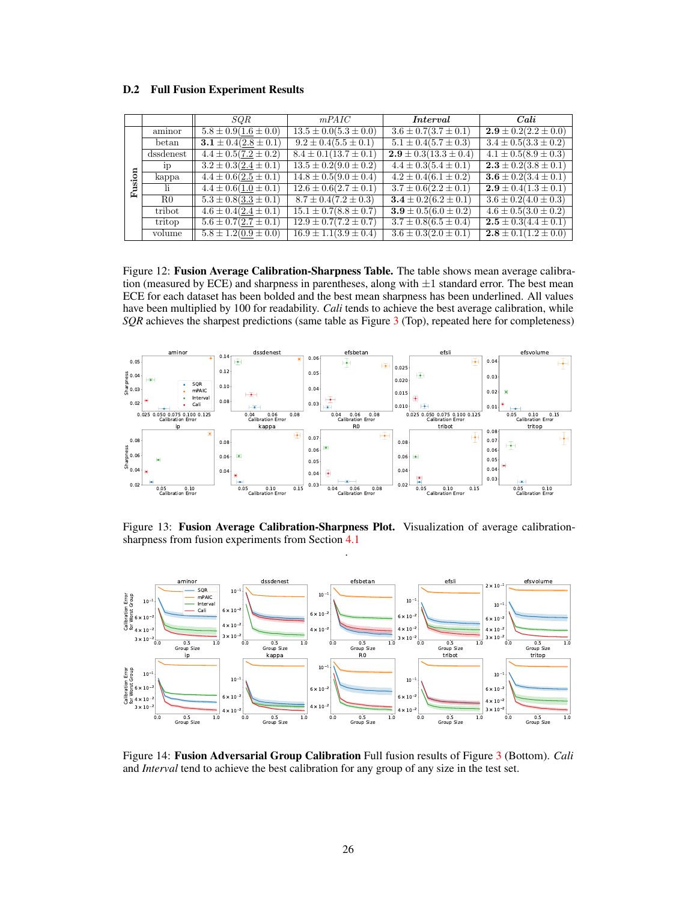### D.2 Full Fusion Experiment Results

| | | *SQR* | *mPAIC* | *Interval* | *Cali* |
|---|---|---|---|---|---|
| **Fusion** | aminor | $5.8 \pm 0.9$($\underline{1.6} \pm 0.0$) | $13.5 \pm 0.0$($5.3 \pm 0.0$) | $3.6 \pm 0.7$($3.7 \pm 0.1$) | $\mathbf{2.9} \pm 0.2$($2.2 \pm 0.0$) |
| | betan | $\mathbf{3.1} \pm 0.4$($\underline{2.8} \pm 0.1$) | $9.2 \pm 0.4$($5.5 \pm 0.1$) | $5.1 \pm 0.4$($5.7 \pm 0.3$) | $3.4 \pm 0.5$($3.3 \pm 0.2$) |
| | dssdenest | $4.4 \pm 0.5$($\underline{7.2} \pm 0.2$) | $8.4 \pm 0.1$($13.7 \pm 0.1$) | $\mathbf{2.9} \pm 0.3$($13.3 \pm 0.4$) | $4.1 \pm 0.5$($8.9 \pm 0.3$) |
| | ip | $3.2 \pm 0.3$($\underline{2.4} \pm 0.1$) | $13.5 \pm 0.2$($9.0 \pm 0.2$) | $4.4 \pm 0.3$($5.4 \pm 0.1$) | $\mathbf{2.3} \pm 0.2$($3.8 \pm 0.1$) |
| | kappa | $4.4 \pm 0.6$($\underline{2.5} \pm 0.1$) | $14.8 \pm 0.5$($9.0 \pm 0.4$) | $4.2 \pm 0.4$($6.1 \pm 0.2$) | $\mathbf{3.6} \pm 0.2$($3.4 \pm 0.1$) |
| | li | $4.4 \pm 0.6$($\underline{1.0} \pm 0.1$) | $12.6 \pm 0.6$($2.7 \pm 0.1$) | $3.7 \pm 0.6$($2.2 \pm 0.1$) | $\mathbf{2.9} \pm 0.4$($1.3 \pm 0.1$) |
| | R0 | $5.3 \pm 0.8$($\underline{3.3} \pm 0.1$) | $8.7 \pm 0.4$($7.2 \pm 0.3$) | $\mathbf{3.4} \pm 0.2$($6.2 \pm 0.1$) | $3.6 \pm 0.2$($4.0 \pm 0.3$) |
| | tribot | $4.6 \pm 0.4$($\underline{2.4} \pm 0.1$) | $15.1 \pm 0.7$($8.8 \pm 0.7$) | $\mathbf{3.9} \pm 0.5$($6.0 \pm 0.2$) | $4.6 \pm 0.5$($3.0 \pm 0.2$) |
| | tritop | $5.6 \pm 0.7$($\underline{2.7} \pm 0.1$) | $12.9 \pm 0.7$($7.2 \pm 0.7$) | $3.7 \pm 0.8$($6.5 \pm 0.4$) | $\mathbf{2.5} \pm 0.3$($4.4 \pm 0.1$) |
| | volume | $5.8 \pm 1.2$($\underline{0.9} \pm 0.0$) | $16.9 \pm 1.1$($3.9 \pm 0.4$) | $3.6 \pm 0.3$($2.0 \pm 0.1$) | $\mathbf{2.8} \pm 0.1$($1.2 \pm 0.0$) |

Figure 12: **Fusion Average Calibration-Sharpness Table.** The table shows mean average calibration (measured by ECE) and sharpness in parentheses, along with $\pm 1$ standard error. The best mean ECE for each dataset has been bolded and the best mean sharpness has been underlined. All values have been multiplied by 100 for readability. *Cali* tends to achieve the best average calibration, while *SQR* achieves the sharpest predictions (same table as Figure 3 (Top), repeated here for completeness)

Figure 13: **Fusion Average Calibration-Sharpness Plot.** Visualization of average calibration-sharpness from fusion experiments from Section 4.1

Figure 14: **Fusion Adversarial Group Calibration** Full fusion results of Figure 3 (Bottom). *Cali* and *Interval* tend to achieve the best calibration for any group of any size in the test set.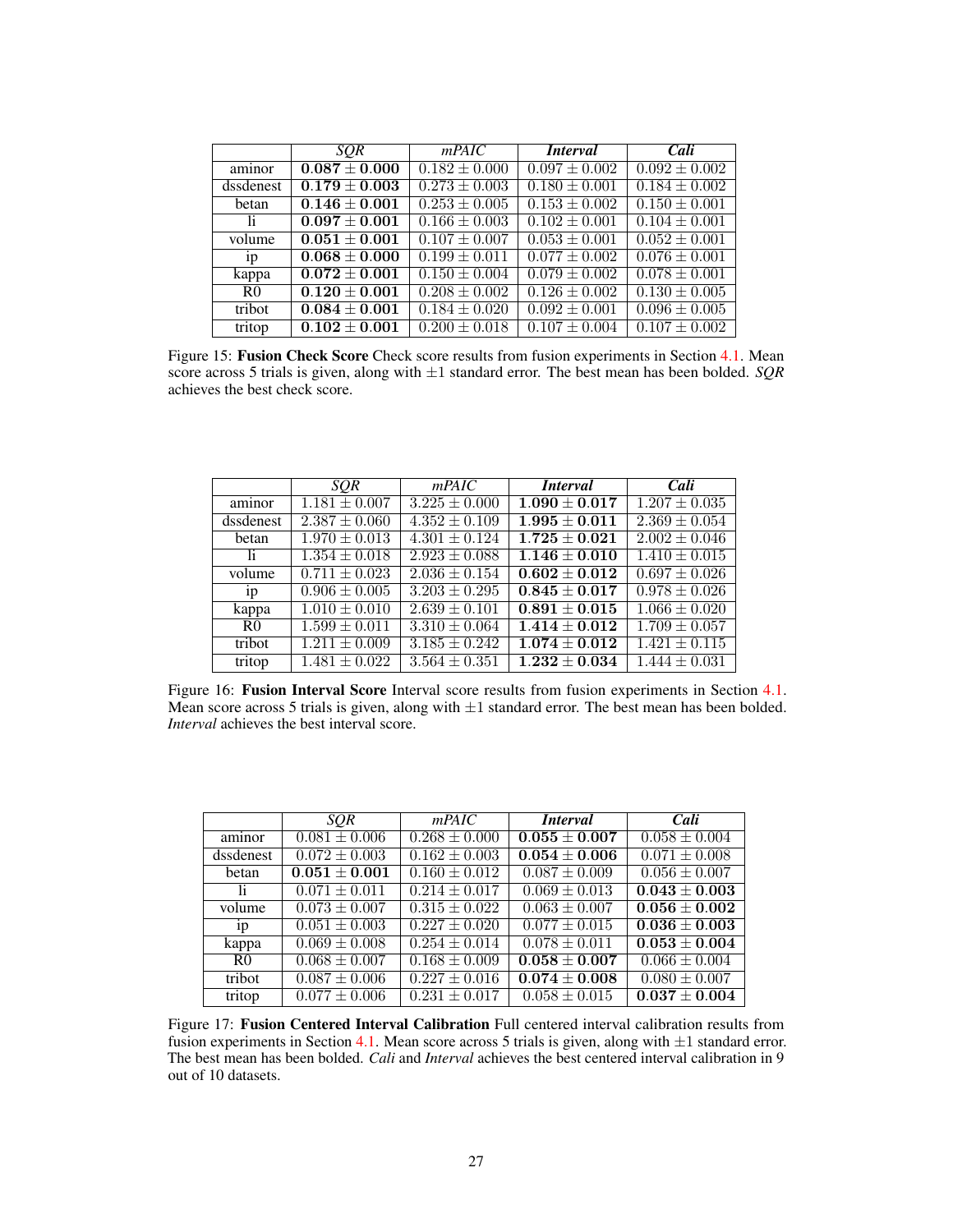| | *SQR* | *mPAIC* | *Interval* | *Cali* |
|---|---|---|---|---|
| aminor | $\mathbf{0.087 \pm 0.000}$ | $0.182 \pm 0.000$ | $0.097 \pm 0.002$ | $0.092 \pm 0.002$ |
| dssdenest | $\mathbf{0.179 \pm 0.003}$ | $0.273 \pm 0.003$ | $0.180 \pm 0.001$ | $0.184 \pm 0.002$ |
| betan | $\mathbf{0.146 \pm 0.001}$ | $0.253 \pm 0.005$ | $0.153 \pm 0.002$ | $0.150 \pm 0.001$ |
| li | $\mathbf{0.097 \pm 0.001}$ | $0.166 \pm 0.003$ | $0.102 \pm 0.001$ | $0.104 \pm 0.001$ |
| volume | $\mathbf{0.051 \pm 0.001}$ | $0.107 \pm 0.007$ | $0.053 \pm 0.001$ | $0.052 \pm 0.001$ |
| ip | $\mathbf{0.068 \pm 0.000}$ | $0.199 \pm 0.011$ | $0.077 \pm 0.002$ | $0.076 \pm 0.001$ |
| kappa | $\mathbf{0.072 \pm 0.001}$ | $0.150 \pm 0.004$ | $0.079 \pm 0.002$ | $0.078 \pm 0.001$ |
| R0 | $\mathbf{0.120 \pm 0.001}$ | $0.208 \pm 0.002$ | $0.126 \pm 0.002$ | $0.130 \pm 0.005$ |
| tribot | $\mathbf{0.084 \pm 0.001}$ | $0.184 \pm 0.020$ | $0.092 \pm 0.001$ | $0.096 \pm 0.005$ |
| tritop | $\mathbf{0.102 \pm 0.001}$ | $0.200 \pm 0.018$ | $0.107 \pm 0.004$ | $0.107 \pm 0.002$ |

Figure 15: **Fusion Check Score** Check score results from fusion experiments in Section 4.1. Mean score across 5 trials is given, along with $\pm 1$ standard error. The best mean has been bolded. *SQR* achieves the best check score.

| | *SQR* | *mPAIC* | *Interval* | *Cali* |
|---|---|---|---|---|
| aminor | $1.181 \pm 0.007$ | $3.225 \pm 0.000$ | $\mathbf{1.090 \pm 0.017}$ | $1.207 \pm 0.035$ |
| dssdenest | $2.387 \pm 0.060$ | $4.352 \pm 0.109$ | $\mathbf{1.995 \pm 0.011}$ | $2.369 \pm 0.054$ |
| betan | $1.970 \pm 0.013$ | $4.301 \pm 0.124$ | $\mathbf{1.725 \pm 0.021}$ | $2.002 \pm 0.046$ |
| li | $1.354 \pm 0.018$ | $2.923 \pm 0.088$ | $\mathbf{1.146 \pm 0.010}$ | $1.410 \pm 0.015$ |
| volume | $0.711 \pm 0.023$ | $2.036 \pm 0.154$ | $\mathbf{0.602 \pm 0.012}$ | $0.697 \pm 0.026$ |
| ip | $0.906 \pm 0.005$ | $3.203 \pm 0.295$ | $\mathbf{0.845 \pm 0.017}$ | $0.978 \pm 0.026$ |
| kappa | $1.010 \pm 0.010$ | $2.639 \pm 0.101$ | $\mathbf{0.891 \pm 0.015}$ | $1.066 \pm 0.020$ |
| R0 | $1.599 \pm 0.011$ | $3.310 \pm 0.064$ | $\mathbf{1.414 \pm 0.012}$ | $1.709 \pm 0.057$ |
| tribot | $1.211 \pm 0.009$ | $3.185 \pm 0.242$ | $\mathbf{1.074 \pm 0.012}$ | $1.421 \pm 0.115$ |
| tritop | $1.481 \pm 0.022$ | $3.564 \pm 0.351$ | $\mathbf{1.232 \pm 0.034}$ | $1.444 \pm 0.031$ |

Figure 16: **Fusion Interval Score** Interval score results from fusion experiments in Section 4.1. Mean score across 5 trials is given, along with $\pm 1$ standard error. The best mean has been bolded. *Interval* achieves the best interval score.

| | *SQR* | *mPAIC* | *Interval* | *Cali* |
|---|---|---|---|---|
| aminor | $0.081 \pm 0.006$ | $0.268 \pm 0.000$ | $\mathbf{0.055 \pm 0.007}$ | $0.058 \pm 0.004$ |
| dssdenest | $0.072 \pm 0.003$ | $0.162 \pm 0.003$ | $\mathbf{0.054 \pm 0.006}$ | $0.071 \pm 0.008$ |
| betan | $\mathbf{0.051 \pm 0.001}$ | $0.160 \pm 0.012$ | $0.087 \pm 0.009$ | $0.056 \pm 0.007$ |
| li | $0.071 \pm 0.011$ | $0.214 \pm 0.017$ | $0.069 \pm 0.013$ | $\mathbf{0.043 \pm 0.003}$ |
| volume | $0.073 \pm 0.007$ | $0.315 \pm 0.022$ | $0.063 \pm 0.007$ | $\mathbf{0.056 \pm 0.002}$ |
| ip | $0.051 \pm 0.003$ | $0.227 \pm 0.020$ | $0.077 \pm 0.015$ | $\mathbf{0.036 \pm 0.003}$ |
| kappa | $0.069 \pm 0.008$ | $0.254 \pm 0.014$ | $0.078 \pm 0.011$ | $\mathbf{0.053 \pm 0.004}$ |
| R0 | $0.068 \pm 0.007$ | $0.168 \pm 0.009$ | $\mathbf{0.058 \pm 0.007}$ | $0.066 \pm 0.004$ |
| tribot | $0.087 \pm 0.006$ | $0.227 \pm 0.016$ | $\mathbf{0.074 \pm 0.008}$ | $0.080 \pm 0.007$ |
| tritop | $0.077 \pm 0.006$ | $0.231 \pm 0.017$ | $0.058 \pm 0.015$ | $\mathbf{0.037 \pm 0.004}$ |

Figure 17: **Fusion Centered Interval Calibration** Full centered interval calibration results from fusion experiments in Section 4.1. Mean score across 5 trials is given, along with $\pm 1$ standard error. The best mean has been bolded. *Cali* and *Interval* achieves the best centered interval calibration in 9 out of 10 datasets.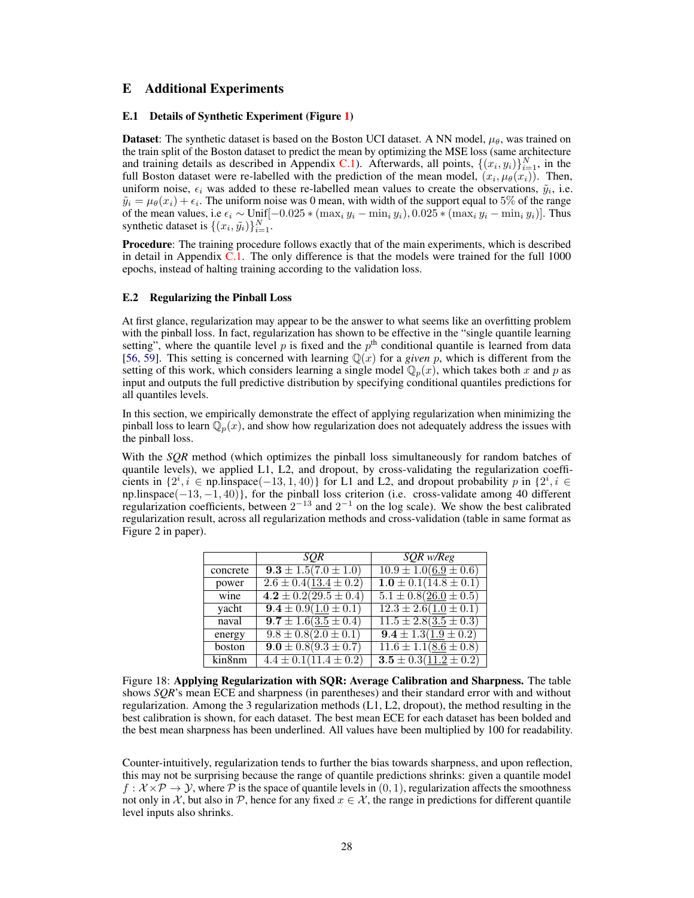# E Additional Experiments

## E.1 Details of Synthetic Experiment (Figure 1)

**Dataset**: The synthetic dataset is based on the Boston UCI dataset. A NN model, $\mu_\theta$, was trained on the train split of the Boston dataset to predict the mean by optimizing the MSE loss (same architecture and training details as described in Appendix C.1). Afterwards, all points, $\{(x_i, y_i)\}_{i=1}^N$, in the full Boston dataset were re-labelled with the prediction of the mean model, $(x_i, \mu_\theta(x_i))$. Then, uniform noise, $\epsilon_i$ was added to these re-labelled mean values to create the observations, $\tilde{y}_i$, i.e. $\tilde{y}_i = \mu_\theta(x_i) + \epsilon_i$. The uniform noise was 0 mean, with width of the support equal to 5% of the range of the mean values, i.e $\epsilon_i \sim \text{Unif}[-0.025 * (\max_i y_i - \min_i y_i), 0.025 * (\max_i y_i - \min_i y_i)]$. Thus synthetic dataset is $\{(x_i, \tilde{y}_i)\}_{i=1}^N$.

**Procedure**: The training procedure follows exactly that of the main experiments, which is described in detail in Appendix C.1. The only difference is that the models were trained for the full 1000 epochs, instead of halting training according to the validation loss.

## E.2 Regularizing the Pinball Loss

At first glance, regularization may appear to be the answer to what seems like an overfitting problem with the pinball loss. In fact, regularization has shown to be effective in the "single quantile learning setting", where the quantile level $p$ is fixed and the $p^{\text{th}}$ conditional quantile is learned from data [56, 59]. This setting is concerned with learning $\mathbb{Q}(x)$ for a *given* $p$, which is different from the setting of this work, which considers learning a single model $\mathbb{Q}_p(x)$, which takes both $x$ and $p$ as input and outputs the full predictive distribution by specifying conditional quantiles predictions for all quantiles levels.

In this section, we empirically demonstrate the effect of applying regularization when minimizing the pinball loss to learn $\mathbb{Q}_p(x)$, and show how regularization does not adequately address the issues with the pinball loss.

With the *SQR* method (which optimizes the pinball loss simultaneously for random batches of quantile levels), we applied L1, L2, and dropout, by cross-validating the regularization coefficients in $\{2^i, i \in \text{np.linspace}(-13, 1, 40)\}$ for L1 and L2, and dropout probability $p$ in $\{2^i, i \in \text{np.linspace}(-13, -1, 40)\}$, for the pinball loss criterion (i.e. cross-validate among 40 different regularization coefficients, between $2^{-13}$ and $2^{-1}$ on the log scale). We show the best calibrated regularization result, across all regularization methods and cross-validation (table in same format as Figure 2 in paper).

| | *SQR* | *SQR w/Reg* |
|---|---|---|
| concrete | $\mathbf{9.3} \pm 1.5(7.0 \pm 1.0)$ | $10.9 \pm 1.0(\underline{6.9} \pm 0.6)$ |
| power | $2.6 \pm 0.4(\underline{13.4} \pm 0.2)$ | $\mathbf{1.0} \pm 0.1(14.8 \pm 0.1)$ |
| wine | $\mathbf{4.2} \pm 0.2(29.5 \pm 0.4)$ | $5.1 \pm 0.8(\underline{26.0} \pm 0.5)$ |
| yacht | $\mathbf{9.4} \pm 0.9(\underline{1.0} \pm 0.1)$ | $12.3 \pm 2.6(\underline{1.0} \pm 0.1)$ |
| naval | $\mathbf{9.7} \pm 1.6(\underline{3.5} \pm 0.4)$ | $11.5 \pm 2.8(\underline{3.5} \pm 0.3)$ |
| energy | $9.8 \pm 0.8(2.0 \pm 0.1)$ | $\mathbf{9.4} \pm 1.3(\underline{1.9} \pm 0.2)$ |
| boston | $\mathbf{9.0} \pm 0.8(9.3 \pm 0.7)$ | $11.6 \pm 1.1(\underline{8.6} \pm 0.8)$ |
| kin8nm | $4.4 \pm 0.1(11.4 \pm 0.2)$ | $\mathbf{3.5} \pm 0.3(\underline{11.2} \pm 0.2)$ |

Figure 18: **Applying Regularization with SQR: Average Calibration and Sharpness.** The table shows *SQR*'s mean ECE and sharpness (in parentheses) and their standard error with and without regularization. Among the 3 regularization methods (L1, L2, dropout), the method resulting in the best calibration is shown, for each dataset. The best mean ECE for each dataset has been bolded and the best mean sharpness has been underlined. All values have been multiplied by 100 for readability.

Counter-intuitively, regularization tends to further the bias towards sharpness, and upon reflection, this may not be surprising because the range of quantile predictions shrinks: given a quantile model $f : \mathcal{X} \times \mathcal{P} \rightarrow \mathcal{Y}$, where $\mathcal{P}$ is the space of quantile levels in $(0, 1)$, regularization affects the smoothness not only in $\mathcal{X}$, but also in $\mathcal{P}$, hence for any fixed $x \in \mathcal{X}$, the range in predictions for different quantile level inputs also shrinks.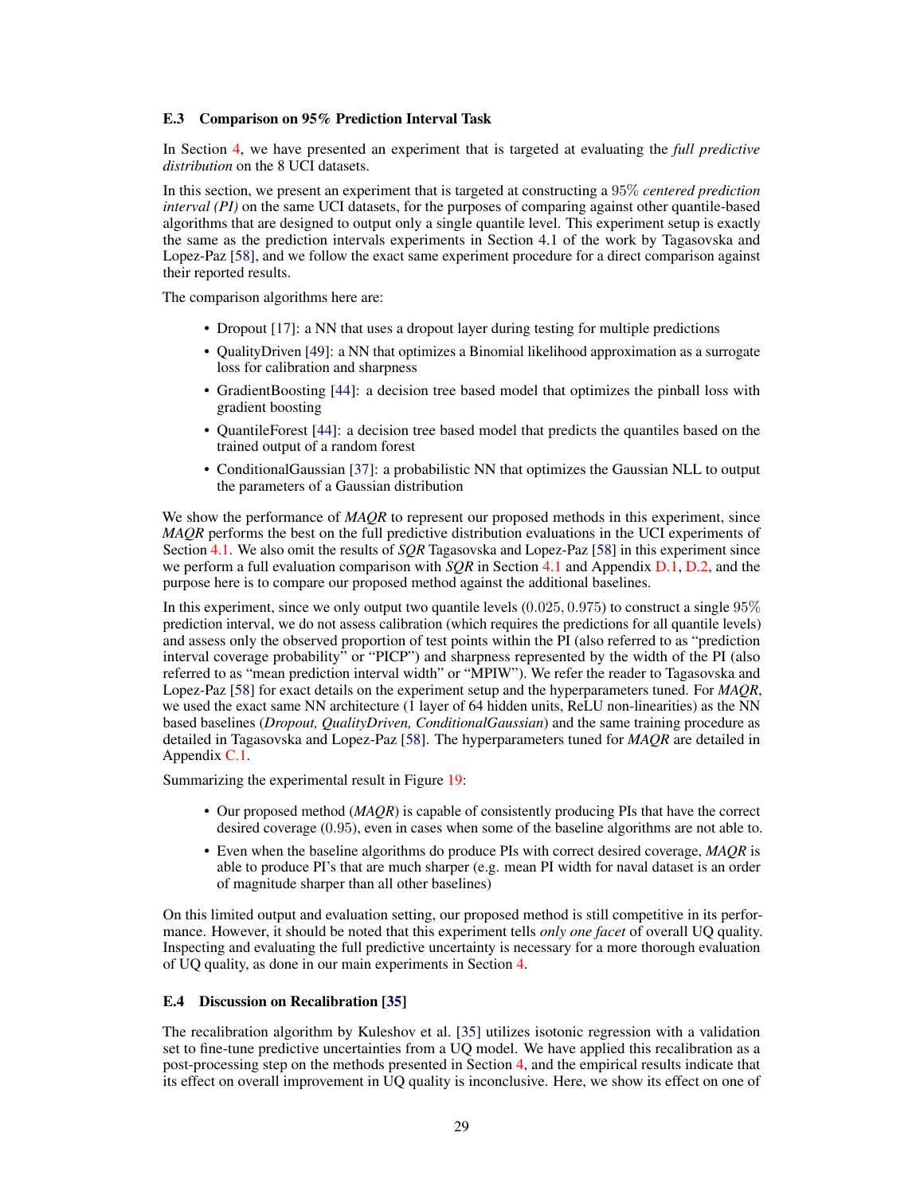### E.3 Comparison on 95% Prediction Interval Task

In Section 4, we have presented an experiment that is targeted at evaluating the *full predictive distribution* on the 8 UCI datasets.

In this section, we present an experiment that is targeted at constructing a $95\%$ *centered prediction interval (PI)* on the same UCI datasets, for the purposes of comparing against other quantile-based algorithms that are designed to output only a single quantile level. This experiment setup is exactly the same as the prediction intervals experiments in Section 4.1 of the work by Tagasovska and Lopez-Paz [58], and we follow the exact same experiment procedure for a direct comparison against their reported results.

The comparison algorithms here are:

- Dropout [17]: a NN that uses a dropout layer during testing for multiple predictions
- QualityDriven [49]: a NN that optimizes a Binomial likelihood approximation as a surrogate loss for calibration and sharpness
- GradientBoosting [44]: a decision tree based model that optimizes the pinball loss with gradient boosting
- QuantileForest [44]: a decision tree based model that predicts the quantiles based on the trained output of a random forest
- ConditionalGaussian [37]: a probabilistic NN that optimizes the Gaussian NLL to output the parameters of a Gaussian distribution

We show the performance of *MAQR* to represent our proposed methods in this experiment, since *MAQR* performs the best on the full predictive distribution evaluations in the UCI experiments of Section 4.1. We also omit the results of *SQR* Tagasovska and Lopez-Paz [58] in this experiment since we perform a full evaluation comparison with *SQR* in Section 4.1 and Appendix D.1, D.2, and the purpose here is to compare our proposed method against the additional baselines.

In this experiment, since we only output two quantile levels $(0.025, 0.975)$ to construct a single $95\%$ prediction interval, we do not assess calibration (which requires the predictions for all quantile levels) and assess only the observed proportion of test points within the PI (also referred to as "prediction interval coverage probability" or "PICP") and sharpness represented by the width of the PI (also referred to as "mean prediction interval width" or "MPIW"). We refer the reader to Tagasovska and Lopez-Paz [58] for exact details on the experiment setup and the hyperparameters tuned. For *MAQR*, we used the exact same NN architecture (1 layer of 64 hidden units, ReLU non-linearities) as the NN based baselines (*Dropout, QualityDriven, ConditionalGaussian*) and the same training procedure as detailed in Tagasovska and Lopez-Paz [58]. The hyperparameters tuned for *MAQR* are detailed in Appendix C.1.

Summarizing the experimental result in Figure 19:

- Our proposed method (*MAQR*) is capable of consistently producing PIs that have the correct desired coverage $(0.95)$, even in cases when some of the baseline algorithms are not able to.
- Even when the baseline algorithms do produce PIs with correct desired coverage, *MAQR* is able to produce PI's that are much sharper (e.g. mean PI width for naval dataset is an order of magnitude sharper than all other baselines)

On this limited output and evaluation setting, our proposed method is still competitive in its performance. However, it should be noted that this experiment tells *only one facet* of overall UQ quality. Inspecting and evaluating the full predictive uncertainty is necessary for a more thorough evaluation of UQ quality, as done in our main experiments in Section 4.

### E.4 Discussion on Recalibration [35]

The recalibration algorithm by Kuleshov et al. [35] utilizes isotonic regression with a validation set to fine-tune predictive uncertainties from a UQ model. We have applied this recalibration as a post-processing step on the methods presented in Section 4, and the empirical results indicate that its effect on overall improvement in UQ quality is inconclusive. Here, we show its effect on one of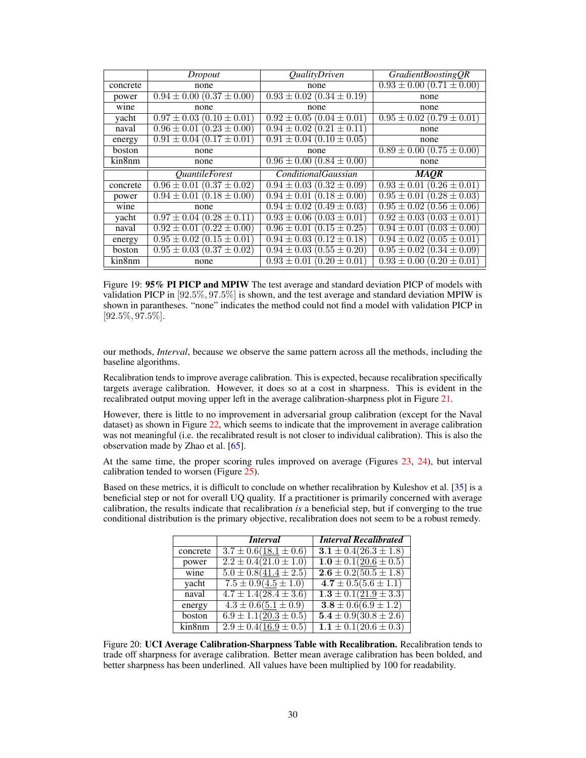| | *Dropout* | *QualityDriven* | *GradientBoostingQR* |
|---|---|---|---|
| concrete | none | none | $0.93 \pm 0.00$ $(0.71 \pm 0.00)$ |
| power | $0.94 \pm 0.00$ $(0.37 \pm 0.00)$ | $0.93 \pm 0.02$ $(0.34 \pm 0.19)$ | none |
| wine | none | none | none |
| yacht | $0.97 \pm 0.03$ $(0.10 \pm 0.01)$ | $0.92 \pm 0.05$ $(0.04 \pm 0.01)$ | $0.95 \pm 0.02$ $(0.79 \pm 0.01)$ |
| naval | $0.96 \pm 0.01$ $(0.23 \pm 0.00)$ | $0.94 \pm 0.02$ $(0.21 \pm 0.11)$ | none |
| energy | $0.91 \pm 0.04$ $(0.17 \pm 0.01)$ | $0.91 \pm 0.04$ $(0.10 \pm 0.05)$ | none |
| boston | none | none | $0.89 \pm 0.00$ $(0.75 \pm 0.00)$ |
| kin8nm | none | $0.96 \pm 0.00$ $(0.84 \pm 0.00)$ | none |
| | *QuantileForest* | *ConditionalGaussian* | ***MAQR*** |
| concrete | $0.96 \pm 0.01$ $(0.37 \pm 0.02)$ | $0.94 \pm 0.03$ $(0.32 \pm 0.09)$ | $0.93 \pm 0.01$ $(0.26 \pm 0.01)$ |
| power | $0.94 \pm 0.01$ $(0.18 \pm 0.00)$ | $0.94 \pm 0.01$ $(0.18 \pm 0.00)$ | $0.95 \pm 0.01$ $(0.28 \pm 0.03)$ |
| wine | none | $0.94 \pm 0.02$ $(0.49 \pm 0.03)$ | $0.95 \pm 0.02$ $(0.56 \pm 0.06)$ |
| yacht | $0.97 \pm 0.04$ $(0.28 \pm 0.11)$ | $0.93 \pm 0.06$ $(0.03 \pm 0.01)$ | $0.92 \pm 0.03$ $(0.03 \pm 0.01)$ |
| naval | $0.92 \pm 0.01$ $(0.22 \pm 0.00)$ | $0.96 \pm 0.01$ $(0.15 \pm 0.25)$ | $0.94 \pm 0.01$ $(0.03 \pm 0.00)$ |
| energy | $0.95 \pm 0.02$ $(0.15 \pm 0.01)$ | $0.94 \pm 0.03$ $(0.12 \pm 0.18)$ | $0.94 \pm 0.02$ $(0.05 \pm 0.01)$ |
| boston | $0.95 \pm 0.03$ $(0.37 \pm 0.02)$ | $0.94 \pm 0.03$ $(0.55 \pm 0.20)$ | $0.95 \pm 0.02$ $(0.34 \pm 0.09)$ |
| kin8nm | none | $0.93 \pm 0.01$ $(0.20 \pm 0.01)$ | $0.93 \pm 0.00$ $(0.20 \pm 0.01)$ |

Figure 19: **95% PI PICP and MPIW** The test average and standard deviation PICP of models with validation PICP in $[92.5\%, 97.5\%]$ is shown, and the test average and standard deviation MPIW is shown in parantheses. "none" indicates the method could not find a model with validation PICP in $[92.5\%, 97.5\%]$.

our methods, *Interval*, because we observe the same pattern across all the methods, including the baseline algorithms.

Recalibration tends to improve average calibration. This is expected, because recalibration specifically targets average calibration. However, it does so at a cost in sharpness. This is evident in the recalibrated output moving upper left in the average calibration-sharpness plot in Figure 21.

However, there is little to no improvement in adversarial group calibration (except for the Naval dataset) as shown in Figure 22, which seems to indicate that the improvement in average calibration was not meaningful (i.e. the recalibrated result is not closer to individual calibration). This is also the observation made by Zhao et al. [65].

At the same time, the proper scoring rules improved on average (Figures 23, 24), but interval calibration tended to worsen (Figure 25).

Based on these metrics, it is difficult to conclude on whether recalibration by Kuleshov et al. [35] is a beneficial step or not for overall UQ quality. If a practitioner is primarily concerned with average calibration, the results indicate that recalibration *is* a beneficial step, but if converging to the true conditional distribution is the primary objective, recalibration does not seem to be a robust remedy.

| | ***Interval*** | ***Interval Recalibrated*** |
|---|---|---|
| concrete | $3.7 \pm 0.6(\underline{18.1} \pm 0.6)$ | $\mathbf{3.1} \pm 0.4(26.3 \pm 1.8)$ |
| power | $2.2 \pm 0.4(21.0 \pm 1.0)$ | $\mathbf{1.0} \pm 0.1(\underline{20.6} \pm 0.5)$ |
| wine | $5.0 \pm 0.8(\underline{41.4} \pm 2.5)$ | $\mathbf{2.6} \pm 0.2(50.5 \pm 1.8)$ |
| yacht | $7.5 \pm 0.9(\underline{4.5} \pm 1.0)$ | $\mathbf{4.7} \pm 0.5(5.6 \pm 1.1)$ |
| naval | $4.7 \pm 1.4(28.4 \pm 3.6)$ | $\mathbf{1.3} \pm 0.1(\underline{21.9} \pm 3.3)$ |
| energy | $4.3 \pm 0.6(\underline{5.1} \pm 0.9)$ | $\mathbf{3.8} \pm 0.6(6.9 \pm 1.2)$ |
| boston | $6.9 \pm 1.1(\underline{20.3} \pm 0.5)$ | $\mathbf{5.4} \pm 0.9(30.8 \pm 2.6)$ |
| kin8nm | $2.9 \pm 0.4(\underline{16.9} \pm 0.5)$ | $\mathbf{1.1} \pm 0.1(20.6 \pm 0.3)$ |

Figure 20: **UCI Average Calibration-Sharpness Table with Recalibration.** Recalibration tends to trade off sharpness for average calibration. Better mean average calibration has been bolded, and better sharpness has been underlined. All values have been multiplied by 100 for readability.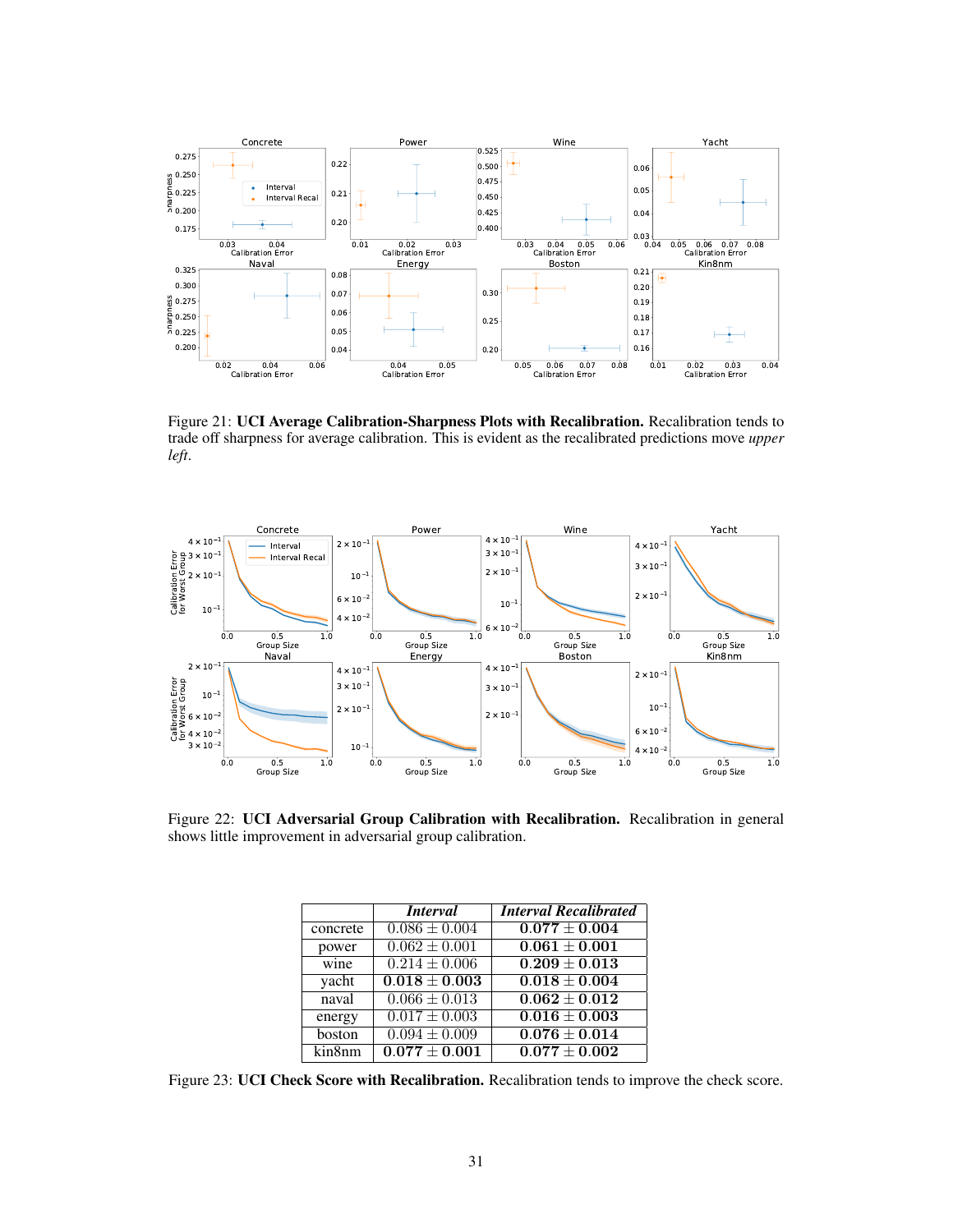Figure 21: **UCI Average Calibration-Sharpness Plots with Recalibration.** Recalibration tends to trade off sharpness for average calibration. This is evident as the recalibrated predictions move *upper left*.

Figure 22: **UCI Adversarial Group Calibration with Recalibration.** Recalibration in general shows little improvement in adversarial group calibration.

| | *Interval* | *Interval Recalibrated* |
|---|---|---|
| concrete | $0.086 \pm 0.004$ | $\mathbf{0.077 \pm 0.004}$ |
| power | $0.062 \pm 0.001$ | $\mathbf{0.061 \pm 0.001}$ |
| wine | $0.214 \pm 0.006$ | $\mathbf{0.209 \pm 0.013}$ |
| yacht | $\mathbf{0.018 \pm 0.003}$ | $\mathbf{0.018 \pm 0.004}$ |
| naval | $0.066 \pm 0.013$ | $\mathbf{0.062 \pm 0.012}$ |
| energy | $0.017 \pm 0.003$ | $\mathbf{0.016 \pm 0.003}$ |
| boston | $0.094 \pm 0.009$ | $\mathbf{0.076 \pm 0.014}$ |
| kin8nm | $\mathbf{0.077 \pm 0.001}$ | $\mathbf{0.077 \pm 0.002}$ |

Figure 23: **UCI Check Score with Recalibration.** Recalibration tends to improve the check score.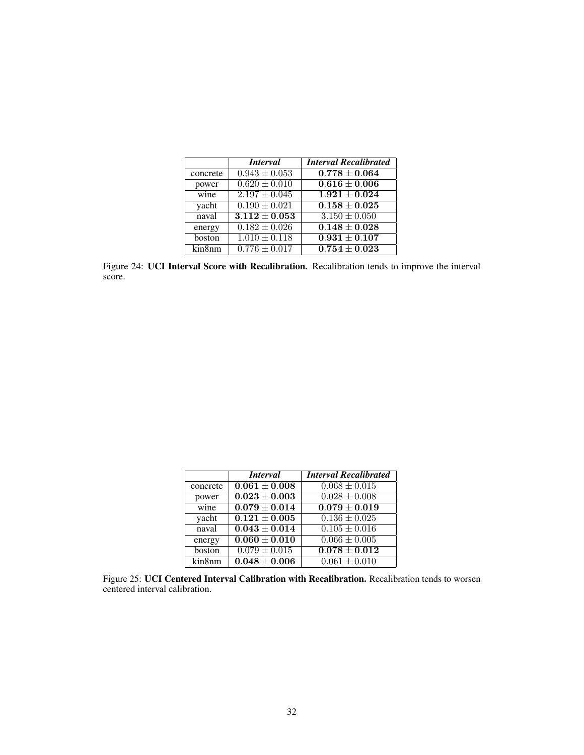| | *Interval* | *Interval Recalibrated* |
|---|---|---|
| concrete | $0.943 \pm 0.053$ | $\mathbf{0.778 \pm 0.064}$ |
| power | $0.620 \pm 0.010$ | $\mathbf{0.616 \pm 0.006}$ |
| wine | $2.197 \pm 0.045$ | $\mathbf{1.921 \pm 0.024}$ |
| yacht | $0.190 \pm 0.021$ | $\mathbf{0.158 \pm 0.025}$ |
| naval | $\mathbf{3.112 \pm 0.053}$ | $3.150 \pm 0.050$ |
| energy | $0.182 \pm 0.026$ | $\mathbf{0.148 \pm 0.028}$ |
| boston | $1.010 \pm 0.118$ | $\mathbf{0.931 \pm 0.107}$ |
| kin8nm | $0.776 \pm 0.017$ | $\mathbf{0.754 \pm 0.023}$ |

Figure 24: **UCI Interval Score with Recalibration.** Recalibration tends to improve the interval score.

| | *Interval* | *Interval Recalibrated* |
|---|---|---|
| concrete | $\mathbf{0.061 \pm 0.008}$ | $0.068 \pm 0.015$ |
| power | $\mathbf{0.023 \pm 0.003}$ | $0.028 \pm 0.008$ |
| wine | $\mathbf{0.079 \pm 0.014}$ | $\mathbf{0.079 \pm 0.019}$ |
| yacht | $\mathbf{0.121 \pm 0.005}$ | $0.136 \pm 0.025$ |
| naval | $\mathbf{0.043 \pm 0.014}$ | $0.105 \pm 0.016$ |
| energy | $\mathbf{0.060 \pm 0.010}$ | $0.066 \pm 0.005$ |
| boston | $0.079 \pm 0.015$ | $\mathbf{0.078 \pm 0.012}$ |
| kin8nm | $\mathbf{0.048 \pm 0.006}$ | $0.061 \pm 0.010$ |

Figure 25: **UCI Centered Interval Calibration with Recalibration.** Recalibration tends to worsen centered interval calibration.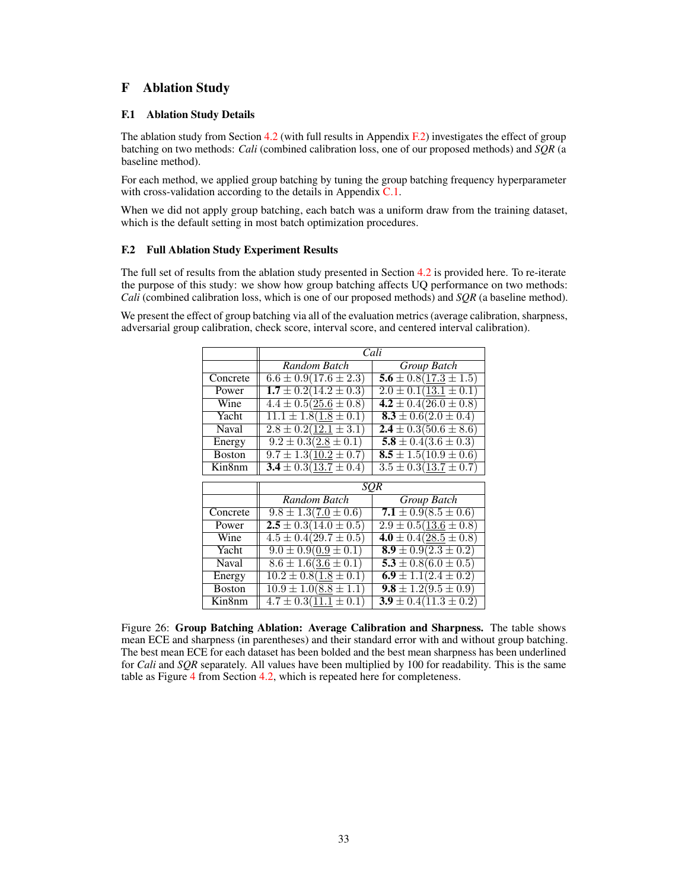# F Ablation Study

## F.1 Ablation Study Details

The ablation study from Section 4.2 (with full results in Appendix F.2) investigates the effect of group batching on two methods: *Cali* (combined calibration loss, one of our proposed methods) and *SQR* (a baseline method).

For each method, we applied group batching by tuning the group batching frequency hyperparameter with cross-validation according to the details in Appendix C.1.

When we did not apply group batching, each batch was a uniform draw from the training dataset, which is the default setting in most batch optimization procedures.

## F.2 Full Ablation Study Experiment Results

The full set of results from the ablation study presented in Section 4.2 is provided here. To re-iterate the purpose of this study: we show how group batching affects UQ performance on two methods: *Cali* (combined calibration loss, which is one of our proposed methods) and *SQR* (a baseline method).

We present the effect of group batching via all of the evaluation metrics (average calibration, sharpness, adversarial group calibration, check score, interval score, and centered interval calibration).

| | *Cali* | |
|---|---|---|
| | *Random Batch* | *Group Batch* |
| Concrete | $6.6 \pm 0.9 (17.6 \pm 2.3)$ | $\mathbf{5.6} \pm 0.8 (\underline{17.3} \pm 1.5)$ |
| Power | $\mathbf{1.7} \pm 0.2 (14.2 \pm 0.3)$ | $2.0 \pm 0.1 (\underline{13.1} \pm 0.1)$ |
| Wine | $4.4 \pm 0.5 (\underline{25.6} \pm 0.8)$ | $\mathbf{4.2} \pm 0.4 (26.0 \pm 0.8)$ |
| Yacht | $11.1 \pm 1.8 (\underline{1.8} \pm 0.1)$ | $\mathbf{8.3} \pm 0.6 (2.0 \pm 0.4)$ |
| Naval | $2.8 \pm 0.2 (\underline{12.1} \pm 3.1)$ | $\mathbf{2.4} \pm 0.3 (50.6 \pm 8.6)$ |
| Energy | $9.2 \pm 0.3 (\underline{2.8} \pm 0.1)$ | $\mathbf{5.8} \pm 0.4 (3.6 \pm 0.3)$ |
| Boston | $9.7 \pm 1.3 (\underline{10.2} \pm 0.7)$ | $\mathbf{8.5} \pm 1.5 (10.9 \pm 0.6)$ |
| Kin8nm | $\mathbf{3.4} \pm 0.3 (\underline{13.7} \pm 0.4)$ | $3.5 \pm 0.3 (\underline{13.7} \pm 0.7)$ |

| | *SQR* | |
|---|---|---|
| | *Random Batch* | *Group Batch* |
| Concrete | $9.8 \pm 1.3 (\underline{7.0} \pm 0.6)$ | $\mathbf{7.1} \pm 0.9 (8.5 \pm 0.6)$ |
| Power | $\mathbf{2.5} \pm 0.3 (14.0 \pm 0.5)$ | $2.9 \pm 0.5 (\underline{13.6} \pm 0.8)$ |
| Wine | $4.5 \pm 0.4 (29.7 \pm 0.5)$ | $\mathbf{4.0} \pm 0.4 (\underline{28.5} \pm 0.8)$ |
| Yacht | $9.0 \pm 0.9 (\underline{0.9} \pm 0.1)$ | $\mathbf{8.9} \pm 0.9 (2.3 \pm 0.2)$ |
| Naval | $8.6 \pm 1.6 (\underline{3.6} \pm 0.1)$ | $\mathbf{5.3} \pm 0.8 (6.0 \pm 0.5)$ |
| Energy | $10.2 \pm 0.8 (\underline{1.8} \pm 0.1)$ | $\mathbf{6.9} \pm 1.1 (2.4 \pm 0.2)$ |
| Boston | $10.9 \pm 1.0 (\underline{8.8} \pm 1.1)$ | $\mathbf{9.8} \pm 1.2 (9.5 \pm 0.9)$ |
| Kin8nm | $4.7 \pm 0.3 (\underline{11.1} \pm 0.1)$ | $\mathbf{3.9} \pm 0.4 (11.3 \pm 0.2)$ |

Figure 26: **Group Batching Ablation: Average Calibration and Sharpness.** The table shows mean ECE and sharpness (in parentheses) and their standard error with and without group batching. The best mean ECE for each dataset has been bolded and the best mean sharpness has been underlined for *Cali* and *SQR* separately. All values have been multiplied by 100 for readability. This is the same table as Figure 4 from Section 4.2, which is repeated here for completeness.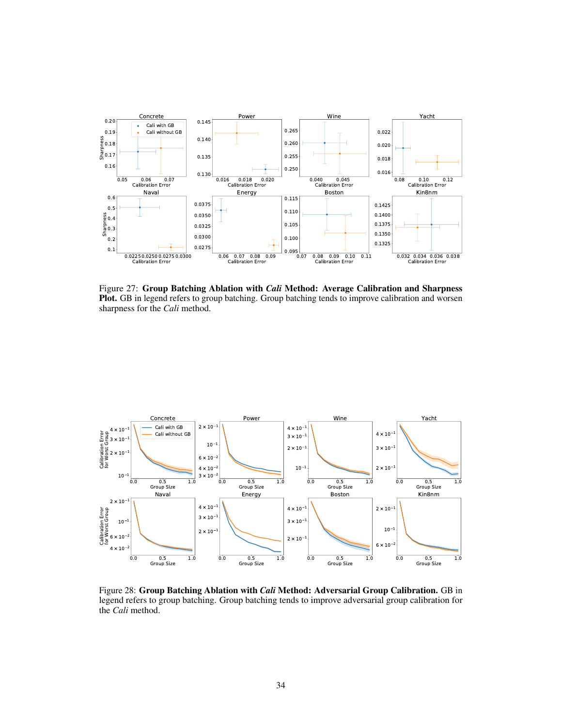Figure 27: **Group Batching Ablation with *Cali* Method: Average Calibration and Sharpness Plot.** GB in legend refers to group batching. Group batching tends to improve calibration and worsen sharpness for the *Cali* method.

Figure 28: **Group Batching Ablation with *Cali* Method: Adversarial Group Calibration.** GB in legend refers to group batching. Group batching tends to improve adversarial group calibration for the *Cali* method.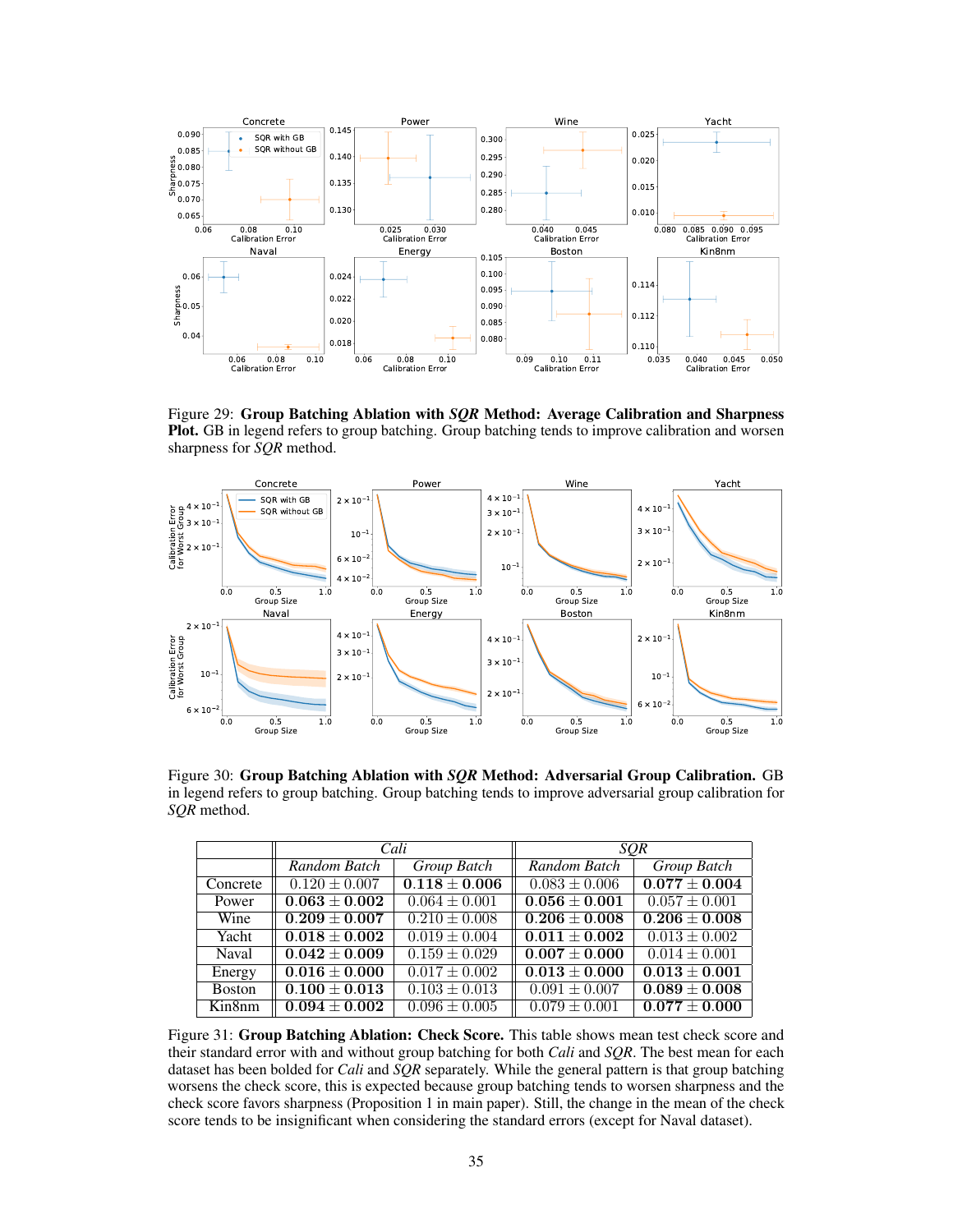Figure 29: **Group Batching Ablation with *SQR* Method: Average Calibration and Sharpness Plot.** GB in legend refers to group batching. Group batching tends to improve calibration and worsen sharpness for *SQR* method.

Figure 30: **Group Batching Ablation with *SQR* Method: Adversarial Group Calibration.** GB in legend refers to group batching. Group batching tends to improve adversarial group calibration for *SQR* method.

| | *Cali* | | *SQR* | |
|---|---|---|---|---|
| | *Random Batch* | *Group Batch* | *Random Batch* | *Group Batch* |
| Concrete | $0.120 \pm 0.007$ | $\mathbf{0.118 \pm 0.006}$ | $0.083 \pm 0.006$ | $\mathbf{0.077 \pm 0.004}$ |
| Power | $\mathbf{0.063 \pm 0.002}$ | $0.064 \pm 0.001$ | $\mathbf{0.056 \pm 0.001}$ | $0.057 \pm 0.001$ |
| Wine | $\mathbf{0.209 \pm 0.007}$ | $0.210 \pm 0.008$ | $\mathbf{0.206 \pm 0.008}$ | $\mathbf{0.206 \pm 0.008}$ |
| Yacht | $\mathbf{0.018 \pm 0.002}$ | $0.019 \pm 0.004$ | $\mathbf{0.011 \pm 0.002}$ | $0.013 \pm 0.002$ |
| Naval | $\mathbf{0.042 \pm 0.009}$ | $0.159 \pm 0.029$ | $\mathbf{0.007 \pm 0.000}$ | $0.014 \pm 0.001$ |
| Energy | $\mathbf{0.016 \pm 0.000}$ | $0.017 \pm 0.002$ | $\mathbf{0.013 \pm 0.000}$ | $\mathbf{0.013 \pm 0.001}$ |
| Boston | $\mathbf{0.100 \pm 0.013}$ | $0.103 \pm 0.013$ | $0.091 \pm 0.007$ | $\mathbf{0.089 \pm 0.008}$ |
| Kin8nm | $\mathbf{0.094 \pm 0.002}$ | $0.096 \pm 0.005$ | $0.079 \pm 0.001$ | $\mathbf{0.077 \pm 0.000}$ |

Figure 31: **Group Batching Ablation: Check Score.** This table shows mean test check score and their standard error with and without group batching for both *Cali* and *SQR*. The best mean for each dataset has been bolded for *Cali* and *SQR* separately. While the general pattern is that group batching worsens the check score, this is expected because group batching tends to worsen sharpness and the check score favors sharpness (Proposition 1 in main paper). Still, the change in the mean of the check score tends to be insignificant when considering the standard errors (except for Naval dataset).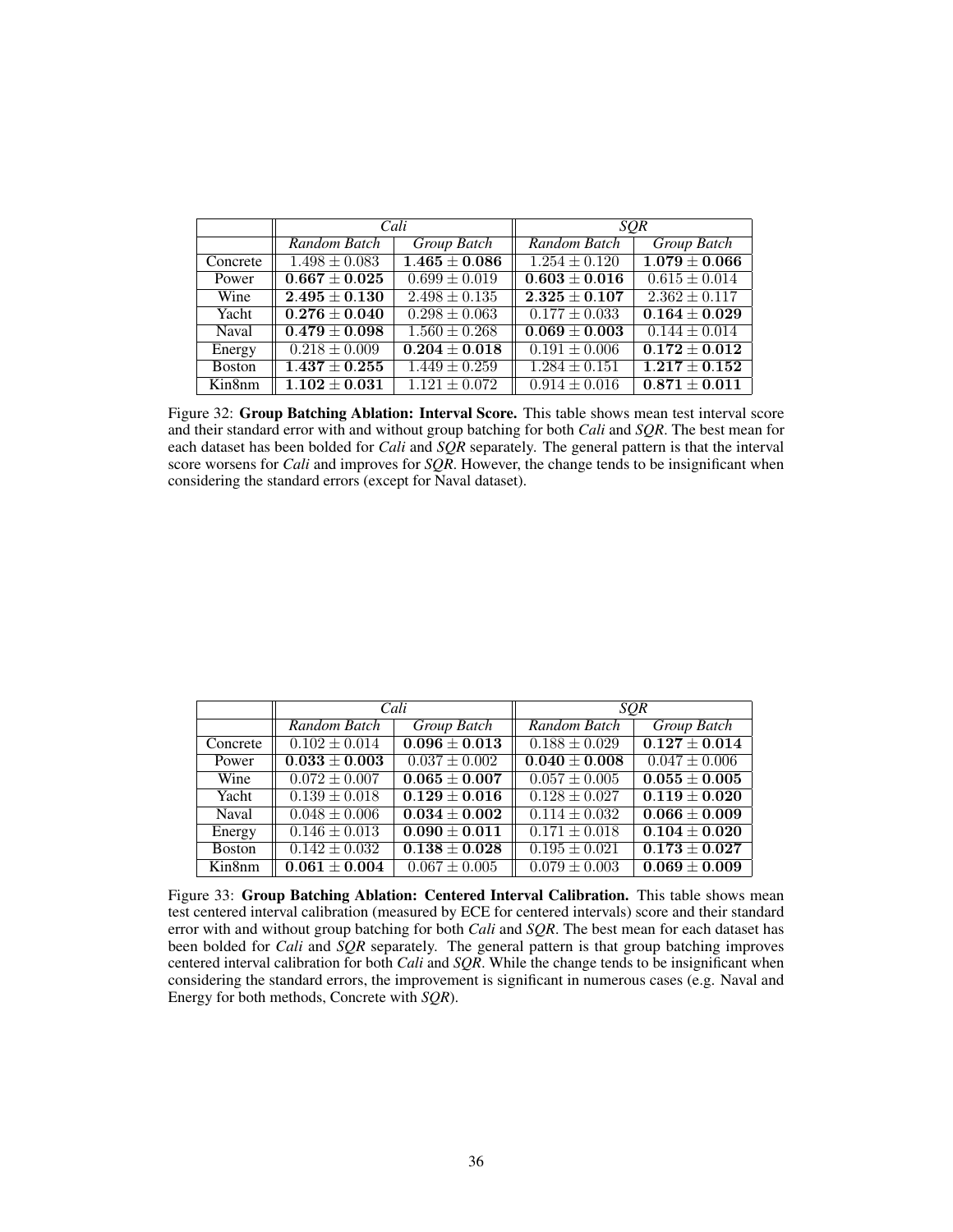| | *Cali* | | *SQR* | |
|---|---|---|---|---|
| | *Random Batch* | *Group Batch* | *Random Batch* | *Group Batch* |
| Concrete | $1.498 \pm 0.083$ | $\mathbf{1.465 \pm 0.086}$ | $1.254 \pm 0.120$ | $\mathbf{1.079 \pm 0.066}$ |
| Power | $\mathbf{0.667 \pm 0.025}$ | $0.699 \pm 0.019$ | $\mathbf{0.603 \pm 0.016}$ | $0.615 \pm 0.014$ |
| Wine | $\mathbf{2.495 \pm 0.130}$ | $2.498 \pm 0.135$ | $\mathbf{2.325 \pm 0.107}$ | $2.362 \pm 0.117$ |
| Yacht | $\mathbf{0.276 \pm 0.040}$ | $0.298 \pm 0.063$ | $0.177 \pm 0.033$ | $\mathbf{0.164 \pm 0.029}$ |
| Naval | $\mathbf{0.479 \pm 0.098}$ | $1.560 \pm 0.268$ | $\mathbf{0.069 \pm 0.003}$ | $0.144 \pm 0.014$ |
| Energy | $0.218 \pm 0.009$ | $\mathbf{0.204 \pm 0.018}$ | $0.191 \pm 0.006$ | $\mathbf{0.172 \pm 0.012}$ |
| Boston | $\mathbf{1.437 \pm 0.255}$ | $1.449 \pm 0.259$ | $1.284 \pm 0.151$ | $\mathbf{1.217 \pm 0.152}$ |
| Kin8nm | $\mathbf{1.102 \pm 0.031}$ | $1.121 \pm 0.072$ | $0.914 \pm 0.016$ | $\mathbf{0.871 \pm 0.011}$ |

Figure 32: **Group Batching Ablation: Interval Score.** This table shows mean test interval score and their standard error with and without group batching for both *Cali* and *SQR*. The best mean for each dataset has been bolded for *Cali* and *SQR* separately. The general pattern is that the interval score worsens for *Cali* and improves for *SQR*. However, the change tends to be insignificant when considering the standard errors (except for Naval dataset).

| | *Cali* | | *SQR* | |
|---|---|---|---|---|
| | *Random Batch* | *Group Batch* | *Random Batch* | *Group Batch* |
| Concrete | $0.102 \pm 0.014$ | $\mathbf{0.096 \pm 0.013}$ | $0.188 \pm 0.029$ | $\mathbf{0.127 \pm 0.014}$ |
| Power | $\mathbf{0.033 \pm 0.003}$ | $0.037 \pm 0.002$ | $\mathbf{0.040 \pm 0.008}$ | $0.047 \pm 0.006$ |
| Wine | $0.072 \pm 0.007$ | $\mathbf{0.065 \pm 0.007}$ | $0.057 \pm 0.005$ | $\mathbf{0.055 \pm 0.005}$ |
| Yacht | $0.139 \pm 0.018$ | $\mathbf{0.129 \pm 0.016}$ | $0.128 \pm 0.027$ | $\mathbf{0.119 \pm 0.020}$ |
| Naval | $0.048 \pm 0.006$ | $\mathbf{0.034 \pm 0.002}$ | $0.114 \pm 0.032$ | $\mathbf{0.066 \pm 0.009}$ |
| Energy | $0.146 \pm 0.013$ | $\mathbf{0.090 \pm 0.011}$ | $0.171 \pm 0.018$ | $\mathbf{0.104 \pm 0.020}$ |
| Boston | $0.142 \pm 0.032$ | $\mathbf{0.138 \pm 0.028}$ | $0.195 \pm 0.021$ | $\mathbf{0.173 \pm 0.027}$ |
| Kin8nm | $\mathbf{0.061 \pm 0.004}$ | $0.067 \pm 0.005$ | $0.079 \pm 0.003$ | $\mathbf{0.069 \pm 0.009}$ |

Figure 33: **Group Batching Ablation: Centered Interval Calibration.** This table shows mean test centered interval calibration (measured by ECE for centered intervals) score and their standard error with and without group batching for both *Cali* and *SQR*. The best mean for each dataset has been bolded for *Cali* and *SQR* separately. The general pattern is that group batching improves centered interval calibration for both *Cali* and *SQR*. While the change tends to be insignificant when considering the standard errors, the improvement is significant in numerous cases (e.g. Naval and Energy for both methods, Concrete with *SQR*).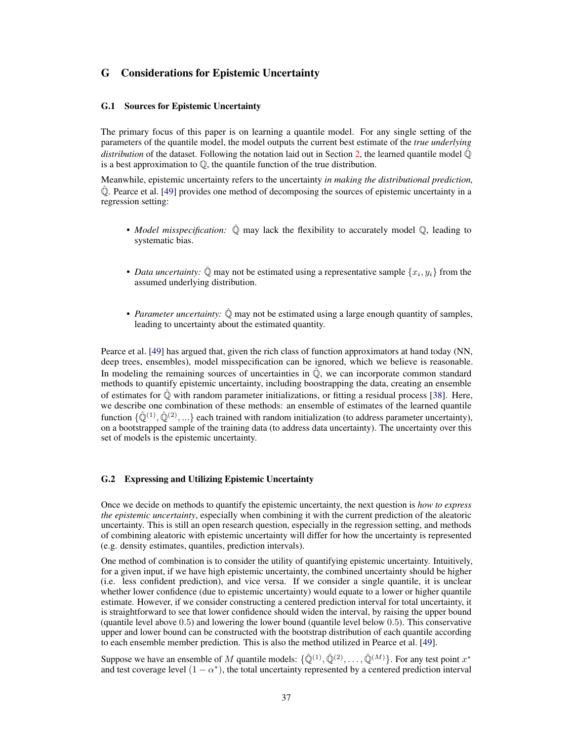## G Considerations for Epistemic Uncertainty

### G.1 Sources for Epistemic Uncertainty

The primary focus of this paper is on learning a quantile model. For any single setting of the parameters of the quantile model, the model outputs the current best estimate of the *true underlying distribution* of the dataset. Following the notation laid out in Section 2, the learned quantile model $\hat{\mathbb{Q}}$ is a best approximation to $\mathbb{Q}$, the quantile function of the true distribution.

Meanwhile, epistemic uncertainty refers to the uncertainty *in making the distributional prediction,* $\hat{\mathbb{Q}}$. Pearce et al. [49] provides one method of decomposing the sources of epistemic uncertainty in a regression setting:

- *Model misspecification:* $\hat{\mathbb{Q}}$ may lack the flexibility to accurately model $\mathbb{Q}$, leading to systematic bias.
- *Data uncertainty:* $\hat{\mathbb{Q}}$ may not be estimated using a representative sample $\{x_i, y_i\}$ from the assumed underlying distribution.
- *Parameter uncertainty:* $\hat{\mathbb{Q}}$ may not be estimated using a large enough quantity of samples, leading to uncertainty about the estimated quantity.

Pearce et al. [49] has argued that, given the rich class of function approximators at hand today (NN, deep trees, ensembles), model misspecification can be ignored, which we believe is reasonable. In modeling the remaining sources of uncertainties in $\hat{\mathbb{Q}}$, we can incorporate common standard methods to quantify epistemic uncertainty, including boostrapping the data, creating an ensemble of estimates for $\hat{\mathbb{Q}}$ with random parameter initializations, or fitting a residual process [38]. Here, we describe one combination of these methods: an ensemble of estimates of the learned quantile function $\{\hat{\mathbb{Q}}^{(1)}, \hat{\mathbb{Q}}^{(2)}, ...\}$ each trained with random initialization (to address parameter uncertainty), on a bootstrapped sample of the training data (to address data uncertainty). The uncertainty over this set of models is the epistemic uncertainty.

### G.2 Expressing and Utilizing Epistemic Uncertainty

Once we decide on methods to quantify the epistemic uncertainty, the next question is *how to express the epistemic uncertainty*, especially when combining it with the current prediction of the aleatoric uncertainty. This is still an open research question, especially in the regression setting, and methods of combining aleatoric with epistemic uncertainty will differ for how the uncertainty is represented (e.g. density estimates, quantiles, prediction intervals).

One method of combination is to consider the utility of quantifying epistemic uncertainty. Intuitively, for a given input, if we have high epistemic uncertainty, the combined uncertainty should be higher (i.e. less confident prediction), and vice versa. If we consider a single quantile, it is unclear whether lower confidence (due to epistemic uncertainty) would equate to a lower or higher quantile estimate. However, if we consider constructing a centered prediction interval for total uncertainty, it is straightforward to see that lower confidence should widen the interval, by raising the upper bound (quantile level above $0.5$) and lowering the lower bound (quantile level below $0.5$). This conservative upper and lower bound can be constructed with the bootstrap distribution of each quantile according to each ensemble member prediction. This is also the method utilized in Pearce et al. [49].

Suppose we have an ensemble of $M$ quantile models: $\{\hat{\mathbb{Q}}^{(1)}, \hat{\mathbb{Q}}^{(2)}, \ldots, \hat{\mathbb{Q}}^{(M)}\}$. For any test point $x^*$ and test coverage level $(1 - \alpha^*)$, the total uncertainty represented by a centered prediction interval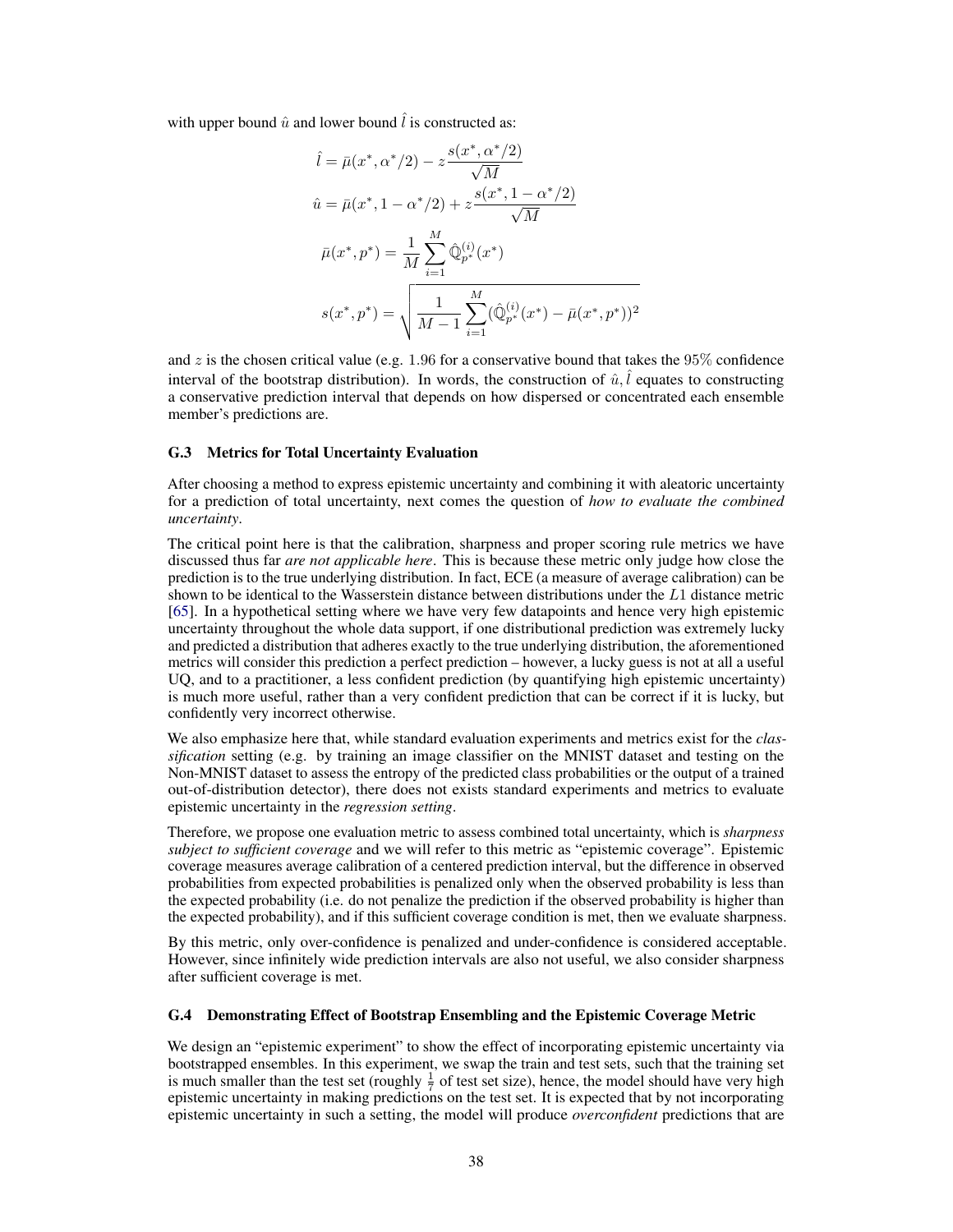with upper bound $\hat{u}$ and lower bound $\hat{l}$ is constructed as:

$$
\begin{aligned}
\hat{l} &= \bar{\mu}(x^*, \alpha^*/2) - z\frac{s(x^*, \alpha^*/2)}{\sqrt{M}} \\
\hat{u} &= \bar{\mu}(x^*, 1-\alpha^*/2) + z\frac{s(x^*, 1-\alpha^*/2)}{\sqrt{M}} \\
\bar{\mu}(x^*, p^*) &= \frac{1}{M}\sum_{i=1}^{M} \hat{\mathbb{Q}}_{p^*}^{(i)}(x^*) \\
s(x^*, p^*) &= \sqrt{\frac{1}{M-1}\sum_{i=1}^{M}(\hat{\mathbb{Q}}_{p^*}^{(i)}(x^*) - \bar{\mu}(x^*, p^*))^2}
\end{aligned}
$$

and $z$ is the chosen critical value (e.g. $1.96$ for a conservative bound that takes the $95\%$ confidence interval of the bootstrap distribution). In words, the construction of $\hat{u}, \hat{l}$ equates to constructing a conservative prediction interval that depends on how dispersed or concentrated each ensemble member's predictions are.

### G.3 Metrics for Total Uncertainty Evaluation

After choosing a method to express epistemic uncertainty and combining it with aleatoric uncertainty for a prediction of total uncertainty, next comes the question of *how to evaluate the combined uncertainty*.

The critical point here is that the calibration, sharpness and proper scoring rule metrics we have discussed thus far *are not applicable here*. This is because these metric only judge how close the prediction is to the true underlying distribution. In fact, ECE (a measure of average calibration) can be shown to be identical to the Wasserstein distance between distributions under the $L1$ distance metric [65]. In a hypothetical setting where we have very few datapoints and hence very high epistemic uncertainty throughout the whole data support, if one distributional prediction was extremely lucky and predicted a distribution that adheres exactly to the true underlying distribution, the aforementioned metrics will consider this prediction a perfect prediction – however, a lucky guess is not at all a useful UQ, and to a practitioner, a less confident prediction (by quantifying high epistemic uncertainty) is much more useful, rather than a very confident prediction that can be correct if it is lucky, but confidently very incorrect otherwise.

We also emphasize here that, while standard evaluation experiments and metrics exist for the *classification* setting (e.g. by training an image classifier on the MNIST dataset and testing on the Non-MNIST dataset to assess the entropy of the predicted class probabilities or the output of a trained out-of-distribution detector), there does not exists standard experiments and metrics to evaluate epistemic uncertainty in the *regression setting*.

Therefore, we propose one evaluation metric to assess combined total uncertainty, which is *sharpness subject to sufficient coverage* and we will refer to this metric as "epistemic coverage". Epistemic coverage measures average calibration of a centered prediction interval, but the difference in observed probabilities from expected probabilities is penalized only when the observed probability is less than the expected probability (i.e. do not penalize the prediction if the observed probability is higher than the expected probability), and if this sufficient coverage condition is met, then we evaluate sharpness.

By this metric, only over-confidence is penalized and under-confidence is considered acceptable. However, since infinitely wide prediction intervals are also not useful, we also consider sharpness after sufficient coverage is met.

### G.4 Demonstrating Effect of Bootstrap Ensembling and the Epistemic Coverage Metric

We design an "epistemic experiment" to show the effect of incorporating epistemic uncertainty via bootstrapped ensembles. In this experiment, we swap the train and test sets, such that the training set is much smaller than the test set (roughly $\frac{1}{7}$ of test set size), hence, the model should have very high epistemic uncertainty in making predictions on the test set. It is expected that by not incorporating epistemic uncertainty in such a setting, the model will produce *overconfident* predictions that are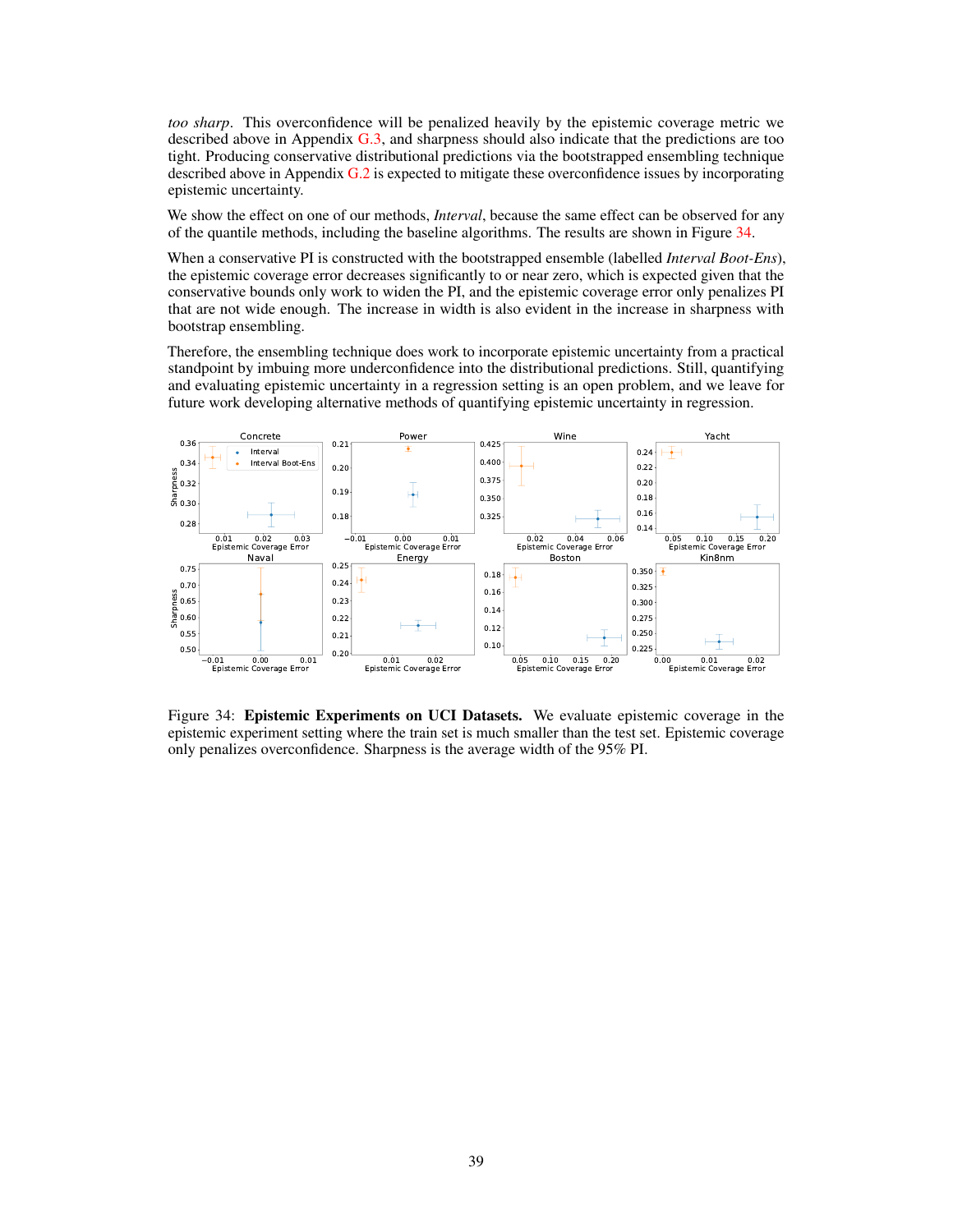*too sharp*. This overconfidence will be penalized heavily by the epistemic coverage metric we described above in Appendix G.3, and sharpness should also indicate that the predictions are too tight. Producing conservative distributional predictions via the bootstrapped ensembling technique described above in Appendix G.2 is expected to mitigate these overconfidence issues by incorporating epistemic uncertainty.

We show the effect on one of our methods, *Interval*, because the same effect can be observed for any of the quantile methods, including the baseline algorithms. The results are shown in Figure 34.

When a conservative PI is constructed with the bootstrapped ensemble (labelled *Interval Boot-Ens*), the epistemic coverage error decreases significantly to or near zero, which is expected given that the conservative bounds only work to widen the PI, and the epistemic coverage error only penalizes PI that are not wide enough. The increase in width is also evident in the increase in sharpness with bootstrap ensembling.

Therefore, the ensembling technique does work to incorporate epistemic uncertainty from a practical standpoint by imbuing more underconfidence into the distributional predictions. Still, quantifying and evaluating epistemic uncertainty in a regression setting is an open problem, and we leave for future work developing alternative methods of quantifying epistemic uncertainty in regression.

Figure 34: **Epistemic Experiments on UCI Datasets.** We evaluate epistemic coverage in the epistemic experiment setting where the train set is much smaller than the test set. Epistemic coverage only penalizes overconfidence. Sharpness is the average width of the 95% PI.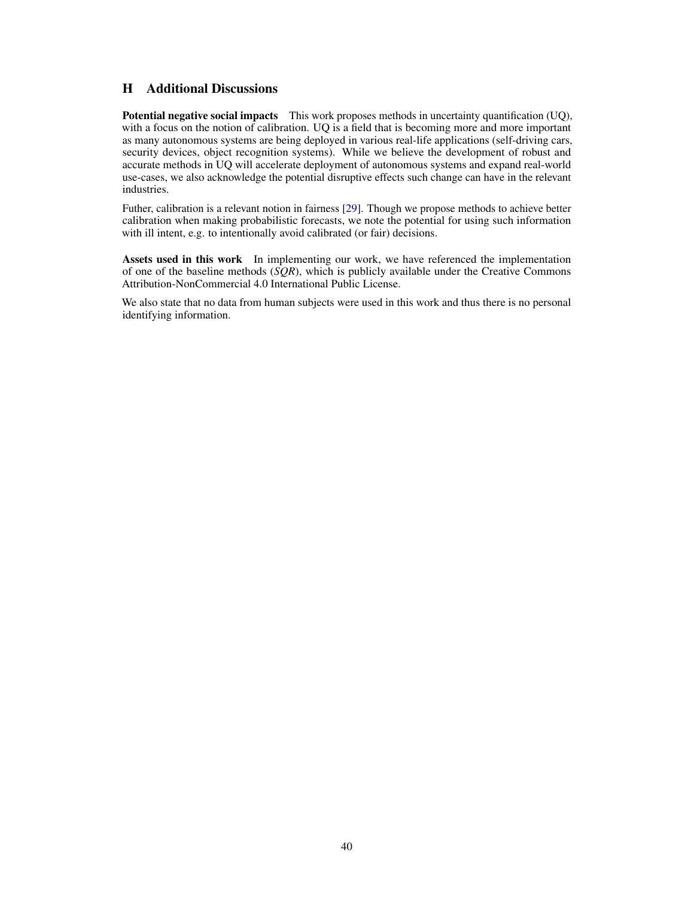## H Additional Discussions

**Potential negative social impacts** This work proposes methods in uncertainty quantification (UQ), with a focus on the notion of calibration. UQ is a field that is becoming more and more important as many autonomous systems are being deployed in various real-life applications (self-driving cars, security devices, object recognition systems). While we believe the development of robust and accurate methods in UQ will accelerate deployment of autonomous systems and expand real-world use-cases, we also acknowledge the potential disruptive effects such change can have in the relevant industries.

Futher, calibration is a relevant notion in fairness [29]. Though we propose methods to achieve better calibration when making probabilistic forecasts, we note the potential for using such information with ill intent, e.g. to intentionally avoid calibrated (or fair) decisions.

**Assets used in this work** In implementing our work, we have referenced the implementation of one of the baseline methods (*SQR*), which is publicly available under the Creative Commons Attribution-NonCommercial 4.0 International Public License.

We also state that no data from human subjects were used in this work and thus there is no personal identifying information.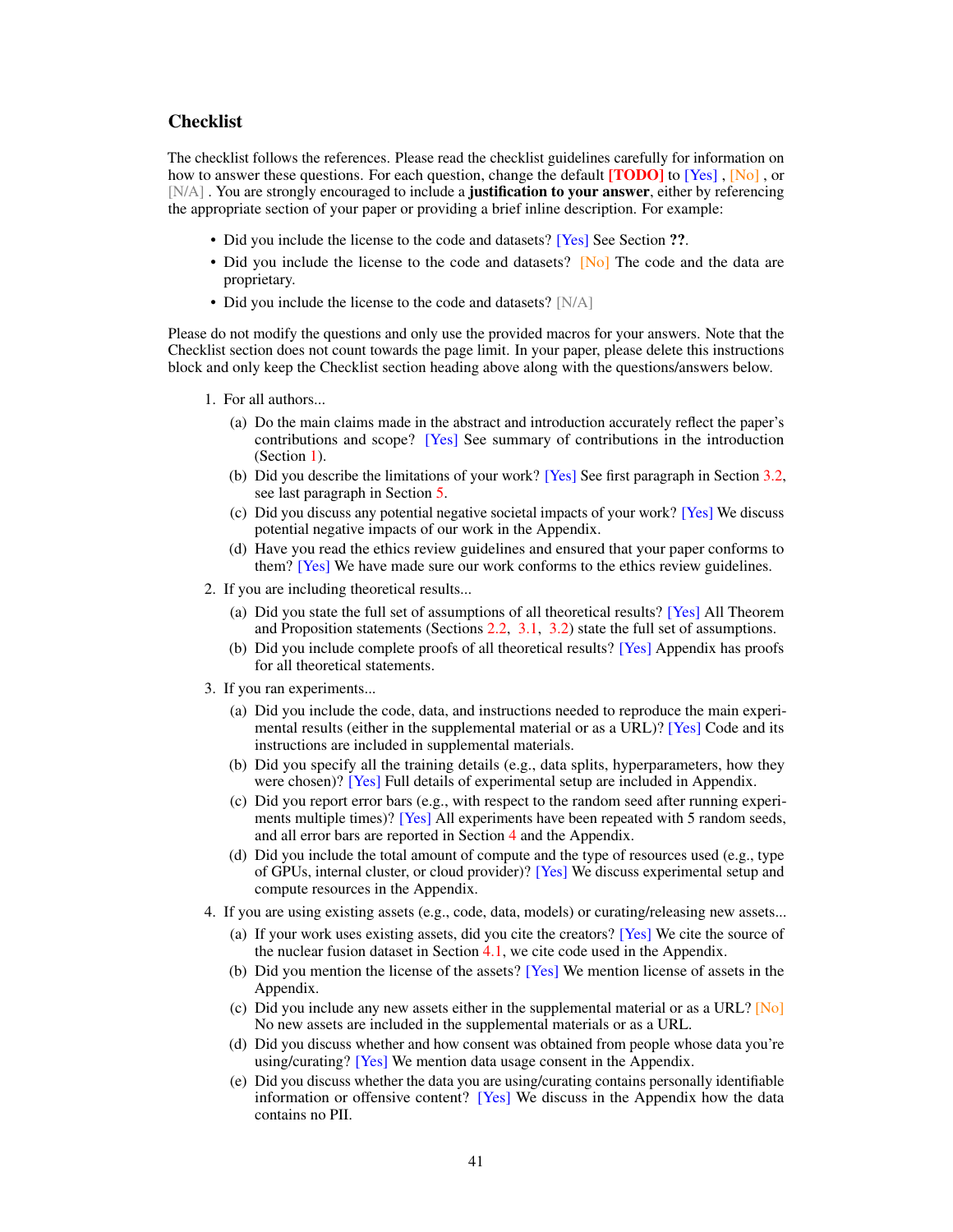## Checklist

The checklist follows the references. Please read the checklist guidelines carefully for information on how to answer these questions. For each question, change the default **[TODO]** to [Yes] , [No] , or [N/A] . You are strongly encouraged to include a **justification to your answer**, either by referencing the appropriate section of your paper or providing a brief inline description. For example:

- Did you include the license to the code and datasets? [Yes] See Section **??**.
- Did you include the license to the code and datasets? [No] The code and the data are proprietary.
- Did you include the license to the code and datasets? [N/A]

Please do not modify the questions and only use the provided macros for your answers. Note that the Checklist section does not count towards the page limit. In your paper, please delete this instructions block and only keep the Checklist section heading above along with the questions/answers below.

1. For all authors...
   (a) Do the main claims made in the abstract and introduction accurately reflect the paper's contributions and scope? [Yes] See summary of contributions in the introduction (Section 1).
   (b) Did you describe the limitations of your work? [Yes] See first paragraph in Section 3.2, see last paragraph in Section 5.
   (c) Did you discuss any potential negative societal impacts of your work? [Yes] We discuss potential negative impacts of our work in the Appendix.
   (d) Have you read the ethics review guidelines and ensured that your paper conforms to them? [Yes] We have made sure our work conforms to the ethics review guidelines.
2. If you are including theoretical results...
   (a) Did you state the full set of assumptions of all theoretical results? [Yes] All Theorem and Proposition statements (Sections 2.2, 3.1, 3.2) state the full set of assumptions.
   (b) Did you include complete proofs of all theoretical results? [Yes] Appendix has proofs for all theoretical statements.
3. If you ran experiments...
   (a) Did you include the code, data, and instructions needed to reproduce the main experimental results (either in the supplemental material or as a URL)? [Yes] Code and its instructions are included in supplemental materials.
   (b) Did you specify all the training details (e.g., data splits, hyperparameters, how they were chosen)? [Yes] Full details of experimental setup are included in Appendix.
   (c) Did you report error bars (e.g., with respect to the random seed after running experiments multiple times)? [Yes] All experiments have been repeated with 5 random seeds, and all error bars are reported in Section 4 and the Appendix.
   (d) Did you include the total amount of compute and the type of resources used (e.g., type of GPUs, internal cluster, or cloud provider)? [Yes] We discuss experimental setup and compute resources in the Appendix.
4. If you are using existing assets (e.g., code, data, models) or curating/releasing new assets...
   (a) If your work uses existing assets, did you cite the creators? [Yes] We cite the source of the nuclear fusion dataset in Section 4.1, we cite code used in the Appendix.
   (b) Did you mention the license of the assets? [Yes] We mention license of assets in the Appendix.
   (c) Did you include any new assets either in the supplemental material or as a URL? [No] No new assets are included in the supplemental materials or as a URL.
   (d) Did you discuss whether and how consent was obtained from people whose data you're using/curating? [Yes] We mention data usage consent in the Appendix.
   (e) Did you discuss whether the data you are using/curating contains personally identifiable information or offensive content? [Yes] We discuss in the Appendix how the data contains no PII.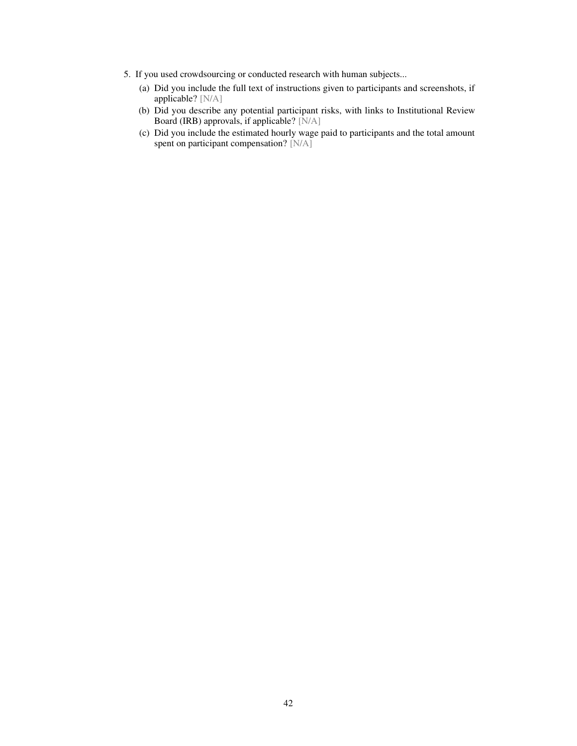5. If you used crowdsourcing or conducted research with human subjects...
   (a) Did you include the full text of instructions given to participants and screenshots, if applicable? [N/A]
   (b) Did you describe any potential participant risks, with links to Institutional Review Board (IRB) approvals, if applicable? [N/A]
   (c) Did you include the estimated hourly wage paid to participants and the total amount spent on participant compensation? [N/A]